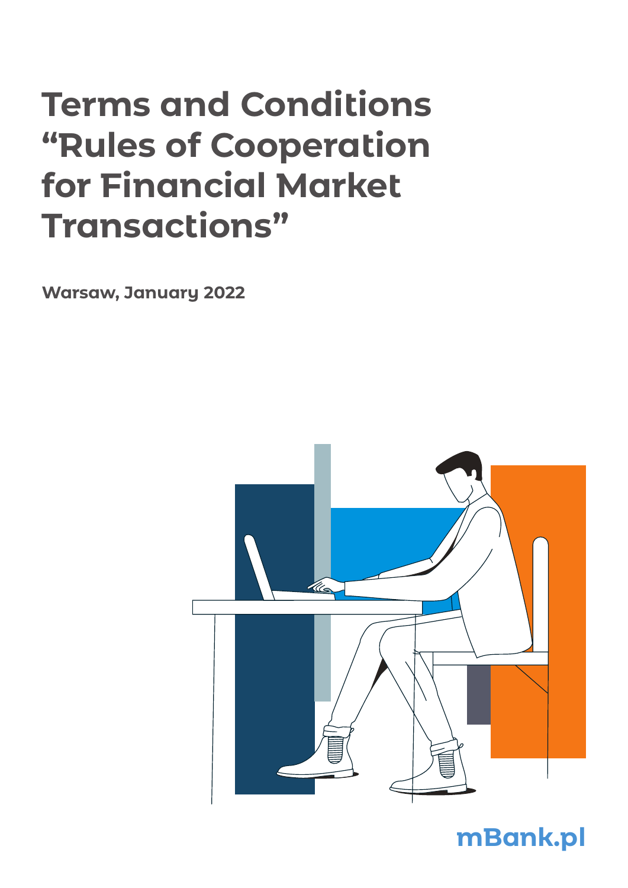# Terms and Conditions "Rules of Cooperation for Financial Market Transactions"

**Warsaw, January 2022**

mBank.pl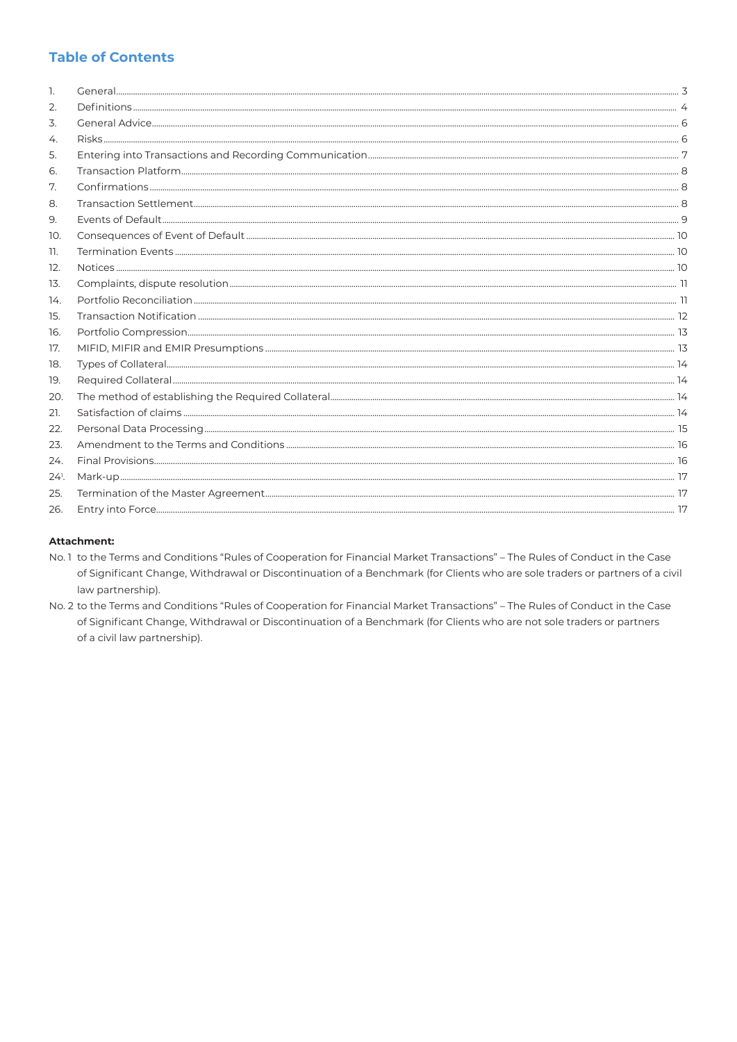## Table of Contents

1. General ..... 3
2. Definitions ..... 4
3. General Advice ..... 6
4. Risks ..... 6
5. Entering into Transactions and Recording Communication ..... 7
6. Transaction Platform ..... 8
7. Confirmations ..... 8
8. Transaction Settlement ..... 8
9. Events of Default ..... 9
10. Consequences of Event of Default ..... 10
11. Termination Events ..... 10
12. Notices ..... 10
13. Complaints, dispute resolution ..... 11
14. Portfolio Reconciliation ..... 11
15. Transaction Notification ..... 12
16. Portfolio Compression ..... 13
17. MIFID, MIFIR and EMIR Presumptions ..... 13
18. Types of Collateral ..... 14
19. Required Collateral ..... 14
20. The method of establishing the Required Collateral ..... 14
21. Satisfaction of claims ..... 14
22. Personal Data Processing ..... 15
23. Amendment to the Terms and Conditions ..... 16
24. Final Provisions ..... 16

24[1]. Mark-up ..... 17

25. Termination of the Master Agreement ..... 17
26. Entry into Force ..... 17

**Attachment:**

No. 1 to the Terms and Conditions "Rules of Cooperation for Financial Market Transactions" – The Rules of Conduct in the Case of Significant Change, Withdrawal or Discontinuation of a Benchmark (for Clients who are sole traders or partners of a civil law partnership).

No. 2 to the Terms and Conditions "Rules of Cooperation for Financial Market Transactions" – The Rules of Conduct in the Case of Significant Change, Withdrawal or Discontinuation of a Benchmark (for Clients who are not sole traders or partners of a civil law partnership).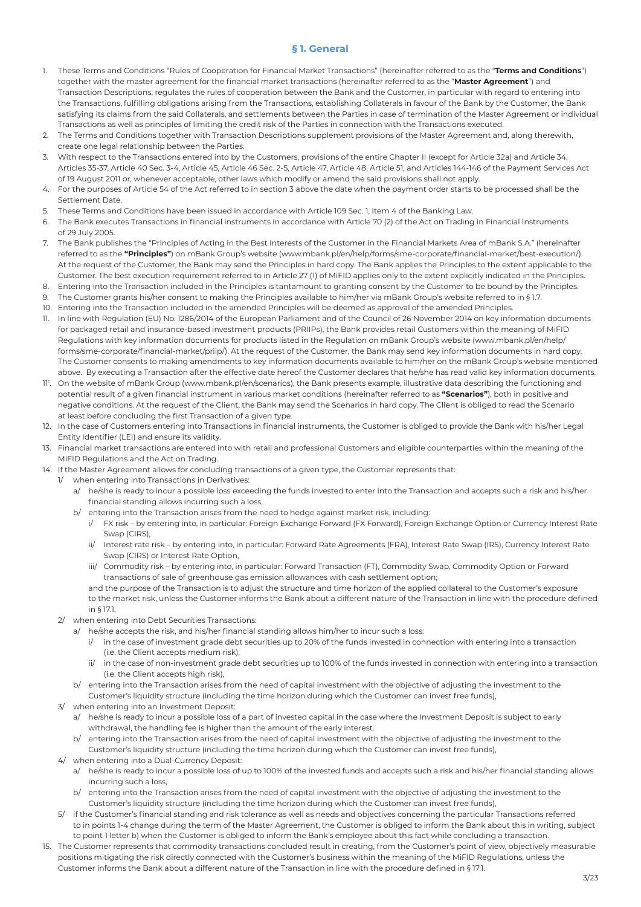## § 1. General

1. These Terms and Conditions "Rules of Cooperation for Financial Market Transactions" (hereinafter referred to as the "**Terms and Conditions**") together with the master agreement for the financial market transactions (hereinafter referred to as the "**Master Agreement**") and Transaction Descriptions, regulates the rules of cooperation between the Bank and the Customer, in particular with regard to entering into the Transactions, fulfilling obligations arising from the Transactions, establishing Collaterals in favour of the Bank by the Customer, the Bank satisfying its claims from the said Collaterals, and settlements between the Parties in case of termination of the Master Agreement or individual Transactions as well as principles of limiting the credit risk of the Parties in connection with the Transactions executed.
2. The Terms and Conditions together with Transaction Descriptions supplement provisions of the Master Agreement and, along therewith, create one legal relationship between the Parties.
3. With respect to the Transactions entered into by the Customers, provisions of the entire Chapter II (except for Article 32a) and Article 34, Articles 35-37, Article 40 Sec. 3-4, Article 45, Article 46 Sec. 2-5, Article 47, Article 48, Article 51, and Articles 144-146 of the Payment Services Act of 19 August 2011 or, whenever acceptable, other laws which modify or amend the said provisions shall not apply.
4. For the purposes of Article 54 of the Act referred to in section 3 above the date when the payment order starts to be processed shall be the Settlement Date.
5. These Terms and Conditions have been issued in accordance with Article 109 Sec. 1, Item 4 of the Banking Law.
6. The Bank executes Transactions in financial instruments in accordance with Article 70 (2) of the Act on Trading in Financial Instruments of 29 July 2005.
7. The Bank publishes the "Principles of Acting in the Best Interests of the Customer in the Financial Markets Area of mBank S.A." (hereinafter referred to as the **"Principles"**) on mBank Group's website (www.mbank.pl/en/help/forms/sme-corporate/financial-market/best-execution/). At the request of the Customer, the Bank may send the Principles in hard copy. The Bank applies the Principles to the extent applicable to the Customer. The best execution requirement referred to in Article 27 (1) of MiFID applies only to the extent explicitly indicated in the Principles.
8. Entering into the Transaction included in the Principles is tantamount to granting consent by the Customer to be bound by the Principles.
9. The Customer grants his/her consent to making the Principles available to him/her via mBank Group's website referred to in § 1.7.
10. Entering into the Transaction included in the amended Principles will be deemed as approval of the amended Principles.
11. In line with Regulation (EU) No. 1286/2014 of the European Parliament and of the Council of 26 November 2014 on key information documents for packaged retail and insurance-based investment products (PRIIPs), the Bank provides retail Customers within the meaning of MiFID Regulations with key information documents for products listed in the Regulation on mBank Group's website (www.mbank.pl/en/help/forms/sme-corporate/financial-market/priip/). At the request of the Customer, the Bank may send key information documents in hard copy. The Customer consents to making amendments to key information documents available to him/her on the mBank Group's website mentioned above. By executing a Transaction after the effective date hereof the Customer declares that he/she has read valid key information documents.

11[1]. On the website of mBank Group (www.mbank.pl/en/scenarios), the Bank presents example, illustrative data describing the functioning and potential result of a given financial instrument in various market conditions (hereinafter referred to as **"Scenarios"**), both in positive and negative conditions. At the request of the Client, the Bank may send the Scenarios in hard copy. The Client is obliged to read the Scenario at least before concluding the first Transaction of a given type.

12. In the case of Customers entering into Transactions in financial instruments, the Customer is obliged to provide the Bank with his/her Legal Entity Identifier (LEI) and ensure its validity.
13. Financial market transactions are entered into with retail and professional Customers and eligible counterparties within the meaning of the MiFID Regulations and the Act on Trading.
14. If the Master Agreement allows for concluding transactions of a given type, the Customer represents that:
    - 1/ when entering into Transactions in Derivatives:
      - a/ he/she is ready to incur a possible loss exceeding the funds invested to enter into the Transaction and accepts such a risk and his/her financial standing allows incurring such a loss,
      - b/ entering into the Transaction arises from the need to hedge against market risk, including:
        - i/ FX risk – by entering into, in particular: Foreign Exchange Forward (FX Forward), Foreign Exchange Option or Currency Interest Rate Swap (CIRS),
        - ii/ Interest rate risk – by entering into, in particular: Forward Rate Agreements (FRA), Interest Rate Swap (IRS), Currency Interest Rate Swap (CIRS) or Interest Rate Option,
        - iii/ Commodity risk – by entering into, in particular: Forward Transaction (FT), Commodity Swap, Commodity Option or Forward transactions of sale of greenhouse gas emission allowances with cash settlement option;

        and the purpose of the Transaction is to adjust the structure and time horizon of the applied collateral to the Customer's exposure to the market risk, unless the Customer informs the Bank about a different nature of the Transaction in line with the procedure defined in § 17.1,
    - 2/ when entering into Debt Securities Transactions:
      - a/ he/she accepts the risk, and his/her financial standing allows him/her to incur such a loss:
        - i/ in the case of investment grade debt securities up to 20% of the funds invested in connection with entering into a transaction (i.e. the Client accepts medium risk),
        - ii/ in the case of non-investment grade debt securities up to 100% of the funds invested in connection with entering into a transaction (i.e. the Client accepts high risk),
      - b/ entering into the Transaction arises from the need of capital investment with the objective of adjusting the investment to the Customer's liquidity structure (including the time horizon during which the Customer can invest free funds),
    - 3/ when entering into an Investment Deposit:
      - a/ he/she is ready to incur a possible loss of a part of invested capital in the case where the Investment Deposit is subject to early withdrawal, the handling fee is higher than the amount of the early interest.
      - b/ entering into the Transaction arises from the need of capital investment with the objective of adjusting the investment to the Customer's liquidity structure (including the time horizon during which the Customer can invest free funds),
    - 4/ when entering into a Dual-Currency Deposit:
      - a/ he/she is ready to incur a possible loss of up to 100% of the invested funds and accepts such a risk and his/her financial standing allows incurring such a loss,
      - b/ entering into the Transaction arises from the need of capital investment with the objective of adjusting the investment to the Customer's liquidity structure (including the time horizon during which the Customer can invest free funds),
    - 5/ if the Customer's financial standing and risk tolerance as well as needs and objectives concerning the particular Transactions referred to in points 1-4 change during the term of the Master Agreement, the Customer is obliged to inform the Bank about this in writing, subject to point 1 letter b) when the Customer is obliged to inform the Bank's employee about this fact while concluding a transaction.
15. The Customer represents that commodity transactions concluded result in creating, from the Customer's point of view, objectively measurable positions mitigating the risk directly connected with the Customer's business within the meaning of the MiFID Regulations, unless the Customer informs the Bank about a different nature of the Transaction in line with the procedure defined in § 17.1.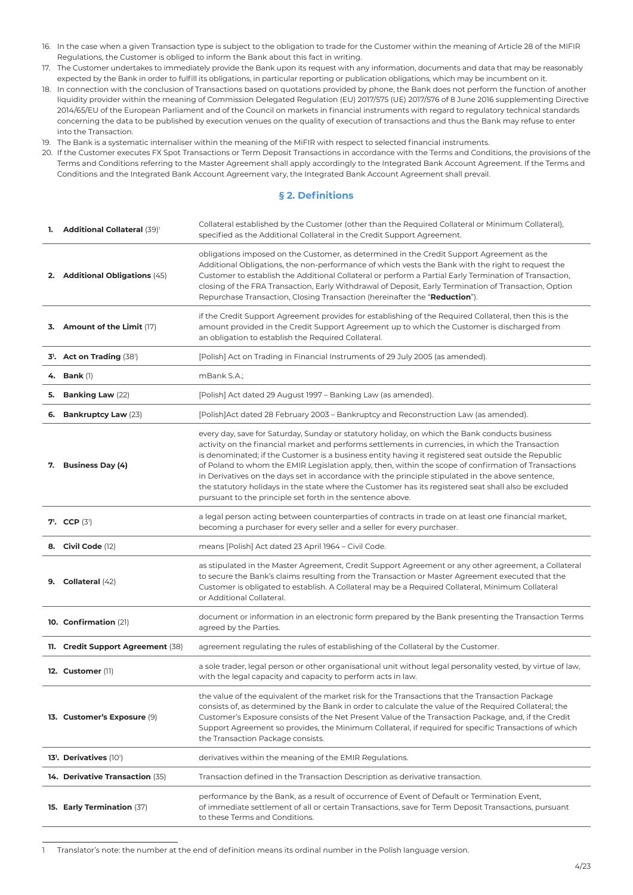16. In the case when a given Transaction type is subject to the obligation to trade for the Customer within the meaning of Article 28 of the MIFIR Regulations, the Customer is obliged to inform the Bank about this fact in writing.
17. The Customer undertakes to immediately provide the Bank upon its request with any information, documents and data that may be reasonably expected by the Bank in order to fulfill its obligations, in particular reporting or publication obligations, which may be incumbent on it.
18. In connection with the conclusion of Transactions based on quotations provided by phone, the Bank does not perform the function of another liquidity provider within the meaning of Commission Delegated Regulation (EU) 2017/575 (UE) 2017/576 of 8 June 2016 supplementing Directive 2014/65/EU of the European Parliament and of the Council on markets in financial instruments with regard to regulatory technical standards concerning the data to be published by execution venues on the quality of execution of transactions and thus the Bank may refuse to enter into the Transaction.
19. The Bank is a systematic internaliser within the meaning of the MiFIR with respect to selected financial instruments.
20. If the Customer executes FX Spot Transactions or Term Deposit Transactions in accordance with the Terms and Conditions, the provisions of the Terms and Conditions referring to the Master Agreement shall apply accordingly to the Integrated Bank Account Agreement. If the Terms and Conditions and the Integrated Bank Account Agreement vary, the Integrated Bank Account Agreement shall prevail.

## § 2. Definitions

| | |
|---|---|
| **1. Additional Collateral** (39)[1] | Collateral established by the Customer (other than the Required Collateral or Minimum Collateral), specified as the Additional Collateral in the Credit Support Agreement. |
| **2. Additional Obligations** (45) | obligations imposed on the Customer, as determined in the Credit Support Agreement as the Additional Obligations, the non-performance of which vests the Bank with the right to request the Customer to establish the Additional Collateral or perform a Partial Early Termination of Transaction, closing of the FRA Transaction, Early Withdrawal of Deposit, Early Termination of Transaction, Option Repurchase Transaction, Closing Transaction (hereinafter the "**Reduction**"). |
| **3. Amount of the Limit** (17) | if the Credit Support Agreement provides for establishing of the Required Collateral, then this is the amount provided in the Credit Support Agreement up to which the Customer is discharged from an obligation to establish the Required Collateral. |
| **3[1]. Act on Trading** (38[1]) | [Polish] Act on Trading in Financial Instruments of 29 July 2005 (as amended). |
| **4. Bank** (1) | mBank S.A.; |
| **5. Banking Law** (22) | [Polish] Act dated 29 August 1997 – Banking Law (as amended). |
| **6. Bankruptcy Law** (23) | [Polish]Act dated 28 February 2003 – Bankruptcy and Reconstruction Law (as amended). |
| **7. Business Day (4)** | every day, save for Saturday, Sunday or statutory holiday, on which the Bank conducts business activity on the financial market and performs settlements in currencies, in which the Transaction is denominated; if the Customer is a business entity having it registered seat outside the Republic of Poland to whom the EMIR Legislation apply, then, within the scope of confirmation of Transactions in Derivatives on the days set in accordance with the principle stipulated in the above sentence, the statutory holidays in the state where the Customer has its registered seat shall also be excluded pursuant to the principle set forth in the sentence above. |
| **7[1]. CCP** (3[1]) | a legal person acting between counterparties of contracts in trade on at least one financial market, becoming a purchaser for every seller and a seller for every purchaser. |
| **8. Civil Code** (12) | means [Polish] Act dated 23 April 1964 – Civil Code. |
| **9. Collateral** (42) | as stipulated in the Master Agreement, Credit Support Agreement or any other agreement, a Collateral to secure the Bank's claims resulting from the Transaction or Master Agreement executed that the Customer is obligated to establish. A Collateral may be a Required Collateral, Minimum Collateral or Additional Collateral. |
| **10. Confirmation** (21) | document or information in an electronic form prepared by the Bank presenting the Transaction Terms agreed by the Parties. |
| **11. Credit Support Agreement** (38) | agreement regulating the rules of establishing of the Collateral by the Customer. |
| **12. Customer** (11) | a sole trader, legal person or other organisational unit without legal personality vested, by virtue of law, with the legal capacity and capacity to perform acts in law. |
| **13. Customer's Exposure** (9) | the value of the equivalent of the market risk for the Transactions that the Transaction Package consists of, as determined by the Bank in order to calculate the value of the Required Collateral; the Customer's Exposure consists of the Net Present Value of the Transaction Package, and, if the Credit Support Agreement so provides, the Minimum Collateral, if required for specific Transactions of which the Transaction Package consists. |
| **13[1]. Derivatives** (10[1]) | derivatives within the meaning of the EMIR Regulations. |
| **14. Derivative Transaction** (35) | Transaction defined in the Transaction Description as derivative transaction. |
| **15. Early Termination** (37) | performance by the Bank, as a result of occurrence of Event of Default or Termination Event, of immediate settlement of all or certain Transactions, save for Term Deposit Transactions, pursuant to these Terms and Conditions. |

[1] Translator's note: the number at the end of definition means its ordinal number in the Polish language version.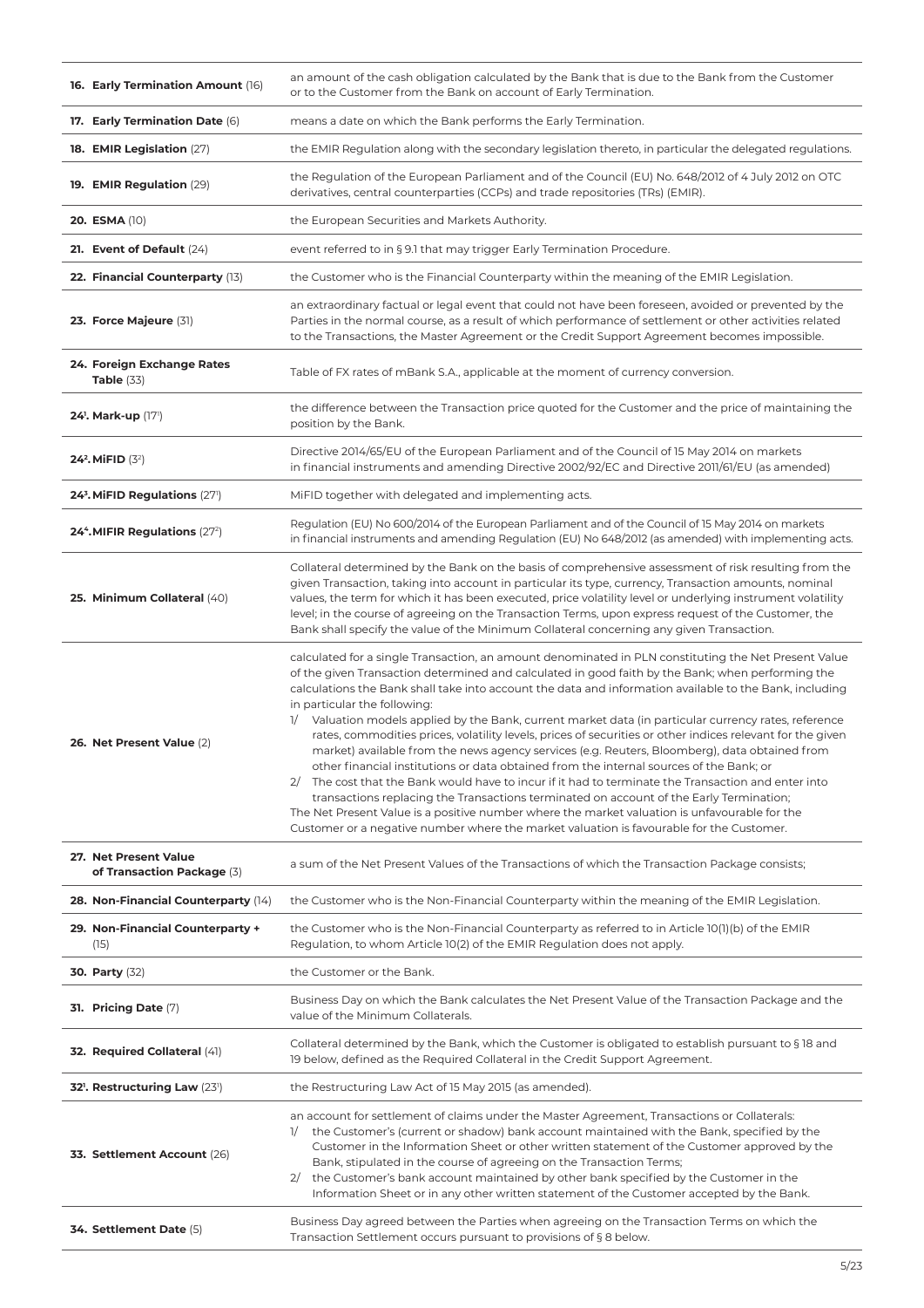| | |
|---|---|
| **16. Early Termination Amount** (16) | an amount of the cash obligation calculated by the Bank that is due to the Bank from the Customer or to the Customer from the Bank on account of Early Termination. |
| **17. Early Termination Date** (6) | means a date on which the Bank performs the Early Termination. |
| **18. EMIR Legislation** (27) | the EMIR Regulation along with the secondary legislation thereto, in particular the delegated regulations. |
| **19. EMIR Regulation** (29) | the Regulation of the European Parliament and of the Council (EU) No. 648/2012 of 4 July 2012 on OTC derivatives, central counterparties (CCPs) and trade repositories (TRs) (EMIR). |
| **20. ESMA** (10) | the European Securities and Markets Authority. |
| **21. Event of Default** (24) | event referred to in § 9.1 that may trigger Early Termination Procedure. |
| **22. Financial Counterparty** (13) | the Customer who is the Financial Counterparty within the meaning of the EMIR Legislation. |
| **23. Force Majeure** (31) | an extraordinary factual or legal event that could not have been foreseen, avoided or prevented by the Parties in the normal course, as a result of which performance of settlement or other activities related to the Transactions, the Master Agreement or the Credit Support Agreement becomes impossible. |
| **24. Foreign Exchange Rates Table** (33) | Table of FX rates of mBank S.A., applicable at the moment of currency conversion. |
| **24¹. Mark-up** (17¹) | the difference between the Transaction price quoted for the Customer and the price of maintaining the position by the Bank. |
| **24². MiFID** (3²) | Directive 2014/65/EU of the European Parliament and of the Council of 15 May 2014 on markets in financial instruments and amending Directive 2002/92/EC and Directive 2011/61/EU (as amended) |
| **24³. MiFID Regulations** (27¹) | MiFID together with delegated and implementing acts. |
| **24⁴. MIFIR Regulations** (27²) | Regulation (EU) No 600/2014 of the European Parliament and of the Council of 15 May 2014 on markets in financial instruments and amending Regulation (EU) No 648/2012 (as amended) with implementing acts. |
| **25. Minimum Collateral** (40) | Collateral determined by the Bank on the basis of comprehensive assessment of risk resulting from the given Transaction, taking into account in particular its type, currency, Transaction amounts, nominal values, the term for which it has been executed, price volatility level or underlying instrument volatility level; in the course of agreeing on the Transaction Terms, upon express request of the Customer, the Bank shall specify the value of the Minimum Collateral concerning any given Transaction. |
| **26. Net Present Value** (2) | calculated for a single Transaction, an amount denominated in PLN constituting the Net Present Value of the given Transaction determined and calculated in good faith by the Bank; when performing the calculations the Bank shall take into account the data and information available to the Bank, including in particular the following:<br>1/ Valuation models applied by the Bank, current market data (in particular currency rates, reference rates, commodities prices, volatility levels, prices of securities or other indices relevant for the given market) available from the news agency services (e.g. Reuters, Bloomberg), data obtained from other financial institutions or data obtained from the internal sources of the Bank; or<br>2/ The cost that the Bank would have to incur if it had to terminate the Transaction and enter into transactions replacing the Transactions terminated on account of the Early Termination;<br>The Net Present Value is a positive number where the market valuation is unfavourable for the Customer or a negative number where the market valuation is favourable for the Customer. |
| **27. Net Present Value of Transaction Package** (3) | a sum of the Net Present Values of the Transactions of which the Transaction Package consists; |
| **28. Non-Financial Counterparty** (14) | the Customer who is the Non-Financial Counterparty within the meaning of the EMIR Legislation. |
| **29. Non-Financial Counterparty +** (15) | the Customer who is the Non-Financial Counterparty as referred to in Article 10(1)(b) of the EMIR Regulation, to whom Article 10(2) of the EMIR Regulation does not apply. |
| **30. Party** (32) | the Customer or the Bank. |
| **31. Pricing Date** (7) | Business Day on which the Bank calculates the Net Present Value of the Transaction Package and the value of the Minimum Collaterals. |
| **32. Required Collateral** (41) | Collateral determined by the Bank, which the Customer is obligated to establish pursuant to § 18 and 19 below, defined as the Required Collateral in the Credit Support Agreement. |
| **32¹. Restructuring Law** (23¹) | the Restructuring Law Act of 15 May 2015 (as amended). |
| **33. Settlement Account** (26) | an account for settlement of claims under the Master Agreement, Transactions or Collaterals:<br>1/ the Customer's (current or shadow) bank account maintained with the Bank, specified by the Customer in the Information Sheet or other written statement of the Customer approved by the Bank, stipulated in the course of agreeing on the Transaction Terms;<br>2/ the Customer's bank account maintained by other bank specified by the Customer in the Information Sheet or in any other written statement of the Customer accepted by the Bank. |
| **34. Settlement Date** (5) | Business Day agreed between the Parties when agreeing on the Transaction Terms on which the Transaction Settlement occurs pursuant to provisions of § 8 below. |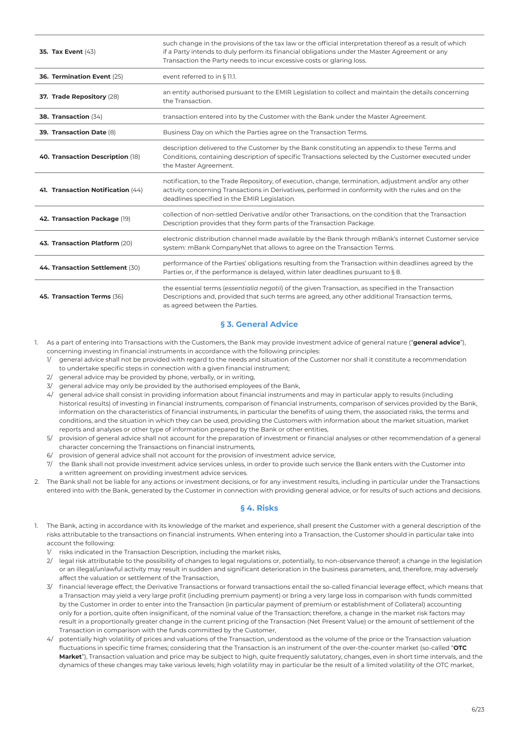| | |
|---|---|
| **35. Tax Event** (43) | such change in the provisions of the tax law or the official interpretation thereof as a result of which if a Party intends to duly perform its financial obligations under the Master Agreement or any Transaction the Party needs to incur excessive costs or glaring loss. |
| **36. Termination Event** (25) | event referred to in § 11.1. |
| **37. Trade Repository** (28) | an entity authorised pursuant to the EMIR Legislation to collect and maintain the details concerning the Transaction. |
| **38. Transaction** (34) | transaction entered into by the Customer with the Bank under the Master Agreement. |
| **39. Transaction Date** (8) | Business Day on which the Parties agree on the Transaction Terms. |
| **40. Transaction Description** (18) | description delivered to the Customer by the Bank constituting an appendix to these Terms and Conditions, containing description of specific Transactions selected by the Customer executed under the Master Agreement. |
| **41. Transaction Notification** (44) | notification, to the Trade Repository, of execution, change, termination, adjustment and/or any other activity concerning Transactions in Derivatives, performed in conformity with the rules and on the deadlines specified in the EMIR Legislation. |
| **42. Transaction Package** (19) | collection of non-settled Derivative and/or other Transactions, on the condition that the Transaction Description provides that they form parts of the Transaction Package. |
| **43. Transaction Platform** (20) | electronic distribution channel made available by the Bank through mBank's internet Customer service system: mBank CompanyNet that allows to agree on the Transaction Terms. |
| **44. Transaction Settlement** (30) | performance of the Parties' obligations resulting from the Transaction within deadlines agreed by the Parties or, if the performance is delayed, within later deadlines pursuant to § 8. |
| **45. Transaction Terms** (36) | the essential terms (*essentialia negotii*) of the given Transaction, as specified in the Transaction Descriptions and, provided that such terms are agreed, any other additional Transaction terms, as agreed between the Parties. |

## § 3. General Advice

1. As a part of entering into Transactions with the Customers, the Bank may provide investment advice of general nature ("**general advice**"), concerning investing in financial instruments in accordance with the following principles:
   1/ general advice shall not be provided with regard to the needs and situation of the Customer nor shall it constitute a recommendation to undertake specific steps in connection with a given financial instrument;
   2/ general advice may be provided by phone, verbally, or in writing,
   3/ general advice may only be provided by the authorised employees of the Bank,
   4/ general advice shall consist in providing information about financial instruments and may in particular apply to results (including historical results) of investing in financial instruments, comparison of financial instruments, comparison of services provided by the Bank, information on the characteristics of financial instruments, in particular the benefits of using them, the associated risks, the terms and conditions, and the situation in which they can be used, providing the Customers with information about the market situation, market reports and analyses or other type of information prepared by the Bank or other entities,
   5/ provision of general advice shall not account for the preparation of investment or financial analyses or other recommendation of a general character concerning the Transactions on financial instruments,
   6/ provision of general advice shall not account for the provision of investment advice service,
   7/ the Bank shall not provide investment advice services unless, in order to provide such service the Bank enters with the Customer into a written agreement on providing investment advice services.
2. The Bank shall not be liable for any actions or investment decisions, or for any investment results, including in particular under the Transactions entered into with the Bank, generated by the Customer in connection with providing general advice, or for results of such actions and decisions.

## § 4. Risks

1. The Bank, acting in accordance with its knowledge of the market and experience, shall present the Customer with a general description of the risks attributable to the transactions on financial instruments. When entering into a Transaction, the Customer should in particular take into account the following:
   1/ risks indicated in the Transaction Description, including the market risks,
   2/ legal risk attributable to the possibility of changes to legal regulations or, potentially, to non-observance thereof; a change in the legislation or an illegal/unlawful activity may result in sudden and significant deterioration in the business parameters, and, therefore, may adversely affect the valuation or settlement of the Transaction,
   3/ financial leverage effect; the Derivative Transactions or forward transactions entail the so-called financial leverage effect, which means that a Transaction may yield a very large profit (including premium payment) or bring a very large loss in comparison with funds committed by the Customer in order to enter into the Transaction (in particular payment of premium or establishment of Collateral) accounting only for a portion, quite often insignificant, of the nominal value of the Transaction; therefore, a change in the market risk factors may result in a proportionally greater change in the current pricing of the Transaction (Net Present Value) or the amount of settlement of the Transaction in comparison with the funds committed by the Customer,
   4/ potentially high volatility of prices and valuations of the Transaction, understood as the volume of the price or the Transaction valuation fluctuations in specific time frames; considering that the Transaction is an instrument of the over-the-counter market (so-called "**OTC Market**"), Transaction valuation and price may be subject to high, quite frequently salutatory, changes, even in short time intervals, and the dynamics of these changes may take various levels; high volatility may in particular be the result of a limited volatility of the OTC market,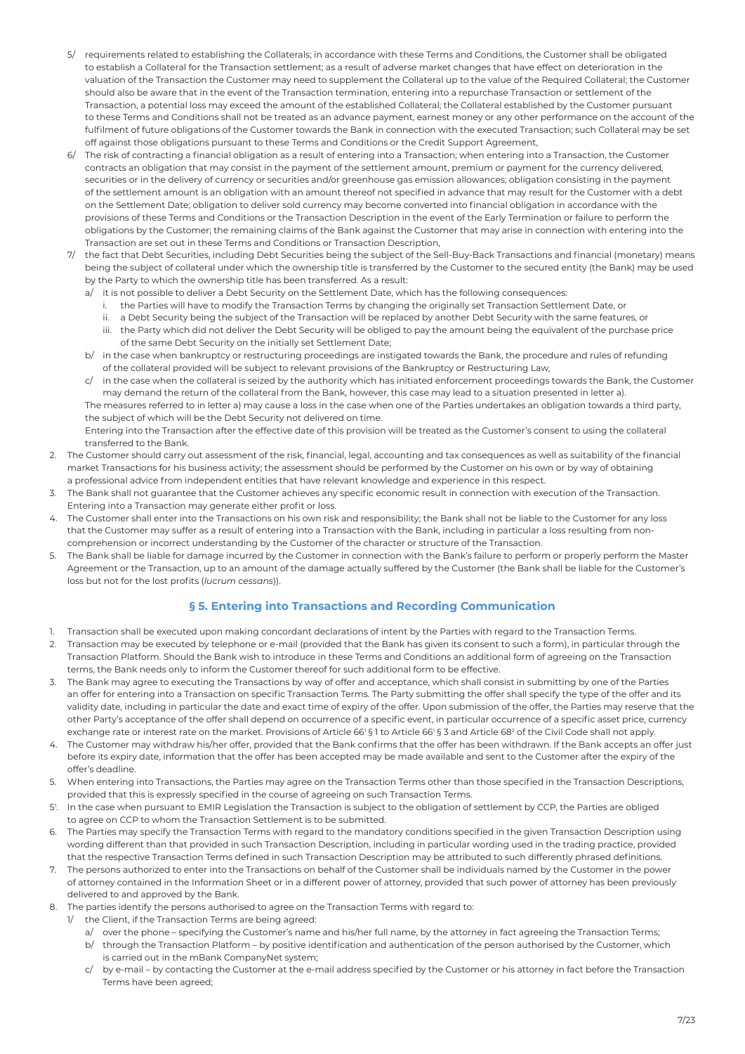5/ requirements related to establishing the Collaterals; in accordance with these Terms and Conditions, the Customer shall be obligated to establish a Collateral for the Transaction settlement; as a result of adverse market changes that have effect on deterioration in the valuation of the Transaction the Customer may need to supplement the Collateral up to the value of the Required Collateral; the Customer should also be aware that in the event of the Transaction termination, entering into a repurchase Transaction or settlement of the Transaction, a potential loss may exceed the amount of the established Collateral; the Collateral established by the Customer pursuant to these Terms and Conditions shall not be treated as an advance payment, earnest money or any other performance on the account of the fulfilment of future obligations of the Customer towards the Bank in connection with the executed Transaction; such Collateral may be set off against those obligations pursuant to these Terms and Conditions or the Credit Support Agreement,

6/ The risk of contracting a financial obligation as a result of entering into a Transaction; when entering into a Transaction, the Customer contracts an obligation that may consist in the payment of the settlement amount, premium or payment for the currency delivered, securities or in the delivery of currency or securities and/or greenhouse gas emission allowances; obligation consisting in the payment of the settlement amount is an obligation with an amount thereof not specified in advance that may result for the Customer with a debt on the Settlement Date; obligation to deliver sold currency may become converted into financial obligation in accordance with the provisions of these Terms and Conditions or the Transaction Description in the event of the Early Termination or failure to perform the obligations by the Customer; the remaining claims of the Bank against the Customer that may arise in connection with entering into the Transaction are set out in these Terms and Conditions or Transaction Description,

7/ the fact that Debt Securities, including Debt Securities being the subject of the Sell-Buy-Back Transactions and financial (monetary) means being the subject of collateral under which the ownership title is transferred by the Customer to the secured entity (the Bank) may be used by the Party to which the ownership title has been transferred. As a result:

a/ it is not possible to deliver a Debt Security on the Settlement Date, which has the following consequences:

i. the Parties will have to modify the Transaction Terms by changing the originally set Transaction Settlement Date, or

ii. a Debt Security being the subject of the Transaction will be replaced by another Debt Security with the same features, or

iii. the Party which did not deliver the Debt Security will be obliged to pay the amount being the equivalent of the purchase price of the same Debt Security on the initially set Settlement Date;

b/ in the case when bankruptcy or restructuring proceedings are instigated towards the Bank, the procedure and rules of refunding of the collateral provided will be subject to relevant provisions of the Bankruptcy or Restructuring Law,

c/ in the case when the collateral is seized by the authority which has initiated enforcement proceedings towards the Bank, the Customer may demand the return of the collateral from the Bank, however, this case may lead to a situation presented in letter a).

The measures referred to in letter a) may cause a loss in the case when one of the Parties undertakes an obligation towards a third party, the subject of which will be the Debt Security not delivered on time.

Entering into the Transaction after the effective date of this provision will be treated as the Customer's consent to using the collateral transferred to the Bank.

2. The Customer should carry out assessment of the risk, financial, legal, accounting and tax consequences as well as suitability of the financial market Transactions for his business activity; the assessment should be performed by the Customer on his own or by way of obtaining a professional advice from independent entities that have relevant knowledge and experience in this respect.
3. The Bank shall not guarantee that the Customer achieves any specific economic result in connection with execution of the Transaction. Entering into a Transaction may generate either profit or loss.
4. The Customer shall enter into the Transactions on his own risk and responsibility; the Bank shall not be liable to the Customer for any loss that the Customer may suffer as a result of entering into a Transaction with the Bank, including in particular a loss resulting from non-comprehension or incorrect understanding by the Customer of the character or structure of the Transaction.
5. The Bank shall be liable for damage incurred by the Customer in connection with the Bank's failure to perform or properly perform the Master Agreement or the Transaction, up to an amount of the damage actually suffered by the Customer (the Bank shall be liable for the Customer's loss but not for the lost profits (*lucrum cessans*)).

## § 5. Entering into Transactions and Recording Communication

1. Transaction shall be executed upon making concordant declarations of intent by the Parties with regard to the Transaction Terms.
2. Transaction may be executed by telephone or e-mail (provided that the Bank has given its consent to such a form), in particular through the Transaction Platform. Should the Bank wish to introduce in these Terms and Conditions an additional form of agreeing on the Transaction terms, the Bank needs only to inform the Customer thereof for such additional form to be effective.
3. The Bank may agree to executing the Transactions by way of offer and acceptance, which shall consist in submitting by one of the Parties an offer for entering into a Transaction on specific Transaction Terms. The Party submitting the offer shall specify the type of the offer and its validity date, including in particular the date and exact time of expiry of the offer. Upon submission of the offer, the Parties may reserve that the other Party's acceptance of the offer shall depend on occurrence of a specific event, in particular occurrence of a specific asset price, currency exchange rate or interest rate on the market. Provisions of Article 66[1] § 1 to Article 66[1] § 3 and Article 68[2] of the Civil Code shall not apply.
4. The Customer may withdraw his/her offer, provided that the Bank confirms that the offer has been withdrawn. If the Bank accepts an offer just before its expiry date, information that the offer has been accepted may be made available and sent to the Customer after the expiry of the offer's deadline.
5. When entering into Transactions, the Parties may agree on the Transaction Terms other than those specified in the Transaction Descriptions, provided that this is expressly specified in the course of agreeing on such Transaction Terms.

5[1]. In the case when pursuant to EMIR Legislation the Transaction is subject to the obligation of settlement by CCP, the Parties are obliged to agree on CCP to whom the Transaction Settlement is to be submitted.

6. The Parties may specify the Transaction Terms with regard to the mandatory conditions specified in the given Transaction Description using wording different than that provided in such Transaction Description, including in particular wording used in the trading practice, provided that the respective Transaction Terms defined in such Transaction Description may be attributed to such differently phrased definitions.
7. The persons authorized to enter into the Transactions on behalf of the Customer shall be individuals named by the Customer in the power of attorney contained in the Information Sheet or in a different power of attorney, provided that such power of attorney has been previously delivered to and approved by the Bank.
8. The parties identify the persons authorised to agree on the Transaction Terms with regard to:

1/ the Client, if the Transaction Terms are being agreed:

a/ over the phone – specifying the Customer's name and his/her full name, by the attorney in fact agreeing the Transaction Terms;

b/ through the Transaction Platform – by positive identification and authentication of the person authorised by the Customer, which is carried out in the mBank CompanyNet system;

c/ by e-mail – by contacting the Customer at the e-mail address specified by the Customer or his attorney in fact before the Transaction Terms have been agreed;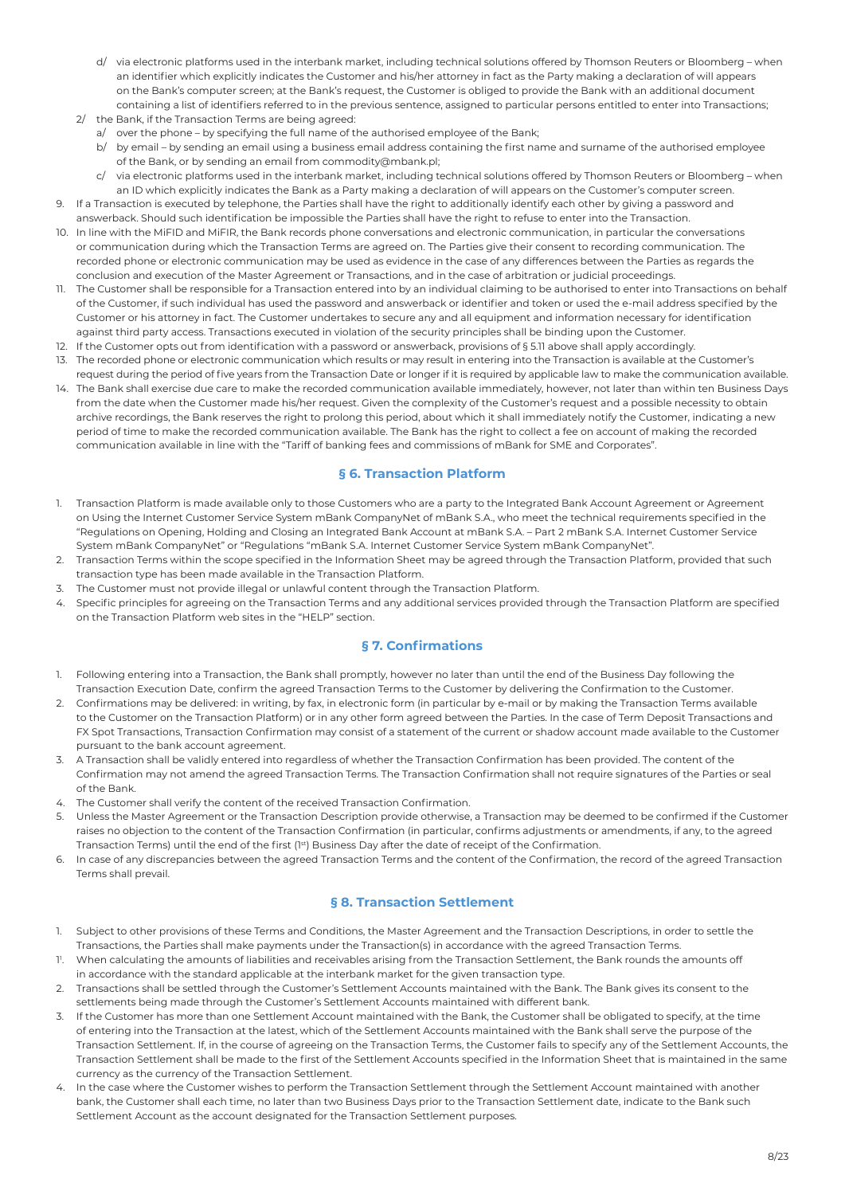d/ via electronic platforms used in the interbank market, including technical solutions offered by Thomson Reuters or Bloomberg – when an identifier which explicitly indicates the Customer and his/her attorney in fact as the Party making a declaration of will appears on the Bank's computer screen; at the Bank's request, the Customer is obliged to provide the Bank with an additional document containing a list of identifiers referred to in the previous sentence, assigned to particular persons entitled to enter into Transactions;

2/ the Bank, if the Transaction Terms are being agreed:
   a/ over the phone – by specifying the full name of the authorised employee of the Bank;
   b/ by email – by sending an email using a business email address containing the first name and surname of the authorised employee of the Bank, or by sending an email from commodity@mbank.pl;
   c/ via electronic platforms used in the interbank market, including technical solutions offered by Thomson Reuters or Bloomberg – when an ID which explicitly indicates the Bank as a Party making a declaration of will appears on the Customer's computer screen.

9. If a Transaction is executed by telephone, the Parties shall have the right to additionally identify each other by giving a password and answerback. Should such identification be impossible the Parties shall have the right to refuse to enter into the Transaction.
10. In line with the MiFID and MiFIR, the Bank records phone conversations and electronic communication, in particular the conversations or communication during which the Transaction Terms are agreed on. The Parties give their consent to recording communication. The recorded phone or electronic communication may be used as evidence in the case of any differences between the Parties as regards the conclusion and execution of the Master Agreement or Transactions, and in the case of arbitration or judicial proceedings.
11. The Customer shall be responsible for a Transaction entered into by an individual claiming to be authorised to enter into Transactions on behalf of the Customer, if such individual has used the password and answerback or identifier and token or used the e-mail address specified by the Customer or his attorney in fact. The Customer undertakes to secure any and all equipment and information necessary for identification against third party access. Transactions executed in violation of the security principles shall be binding upon the Customer.
12. If the Customer opts out from identification with a password or answerback, provisions of § 5.11 above shall apply accordingly.
13. The recorded phone or electronic communication which results or may result in entering into the Transaction is available at the Customer's request during the period of five years from the Transaction Date or longer if it is required by applicable law to make the communication available.
14. The Bank shall exercise due care to make the recorded communication available immediately, however, not later than within ten Business Days from the date when the Customer made his/her request. Given the complexity of the Customer's request and a possible necessity to obtain archive recordings, the Bank reserves the right to prolong this period, about which it shall immediately notify the Customer, indicating a new period of time to make the recorded communication available. The Bank has the right to collect a fee on account of making the recorded communication available in line with the "Tariff of banking fees and commissions of mBank for SME and Corporates".

## § 6. Transaction Platform

1. Transaction Platform is made available only to those Customers who are a party to the Integrated Bank Account Agreement or Agreement on Using the Internet Customer Service System mBank CompanyNet of mBank S.A., who meet the technical requirements specified in the "Regulations on Opening, Holding and Closing an Integrated Bank Account at mBank S.A. – Part 2 mBank S.A. Internet Customer Service System mBank CompanyNet" or "Regulations "mBank S.A. Internet Customer Service System mBank CompanyNet".
2. Transaction Terms within the scope specified in the Information Sheet may be agreed through the Transaction Platform, provided that such transaction type has been made available in the Transaction Platform.
3. The Customer must not provide illegal or unlawful content through the Transaction Platform.
4. Specific principles for agreeing on the Transaction Terms and any additional services provided through the Transaction Platform are specified on the Transaction Platform web sites in the "HELP" section.

## § 7. Confirmations

1. Following entering into a Transaction, the Bank shall promptly, however no later than until the end of the Business Day following the Transaction Execution Date, confirm the agreed Transaction Terms to the Customer by delivering the Confirmation to the Customer.
2. Confirmations may be delivered: in writing, by fax, in electronic form (in particular by e-mail or by making the Transaction Terms available to the Customer on the Transaction Platform) or in any other form agreed between the Parties. In the case of Term Deposit Transactions and FX Spot Transactions, Transaction Confirmation may consist of a statement of the current or shadow account made available to the Customer pursuant to the bank account agreement.
3. A Transaction shall be validly entered into regardless of whether the Transaction Confirmation has been provided. The content of the Confirmation may not amend the agreed Transaction Terms. The Transaction Confirmation shall not require signatures of the Parties or seal of the Bank.
4. The Customer shall verify the content of the received Transaction Confirmation.
5. Unless the Master Agreement or the Transaction Description provide otherwise, a Transaction may be deemed to be confirmed if the Customer raises no objection to the content of the Transaction Confirmation (in particular, confirms adjustments or amendments, if any, to the agreed Transaction Terms) until the end of the first (1st) Business Day after the date of receipt of the Confirmation.
6. In case of any discrepancies between the agreed Transaction Terms and the content of the Confirmation, the record of the agreed Transaction Terms shall prevail.

## § 8. Transaction Settlement

1. Subject to other provisions of these Terms and Conditions, the Master Agreement and the Transaction Descriptions, in order to settle the Transactions, the Parties shall make payments under the Transaction(s) in accordance with the agreed Transaction Terms.

1[1]. When calculating the amounts of liabilities and receivables arising from the Transaction Settlement, the Bank rounds the amounts off in accordance with the standard applicable at the interbank market for the given transaction type.

2. Transactions shall be settled through the Customer's Settlement Accounts maintained with the Bank. The Bank gives its consent to the settlements being made through the Customer's Settlement Accounts maintained with different bank.
3. If the Customer has more than one Settlement Account maintained with the Bank, the Customer shall be obligated to specify, at the time of entering into the Transaction at the latest, which of the Settlement Accounts maintained with the Bank shall serve the purpose of the Transaction Settlement. If, in the course of agreeing on the Transaction Terms, the Customer fails to specify any of the Settlement Accounts, the Transaction Settlement shall be made to the first of the Settlement Accounts specified in the Information Sheet that is maintained in the same currency as the currency of the Transaction Settlement.
4. In the case where the Customer wishes to perform the Transaction Settlement through the Settlement Account maintained with another bank, the Customer shall each time, no later than two Business Days prior to the Transaction Settlement date, indicate to the Bank such Settlement Account as the account designated for the Transaction Settlement purposes.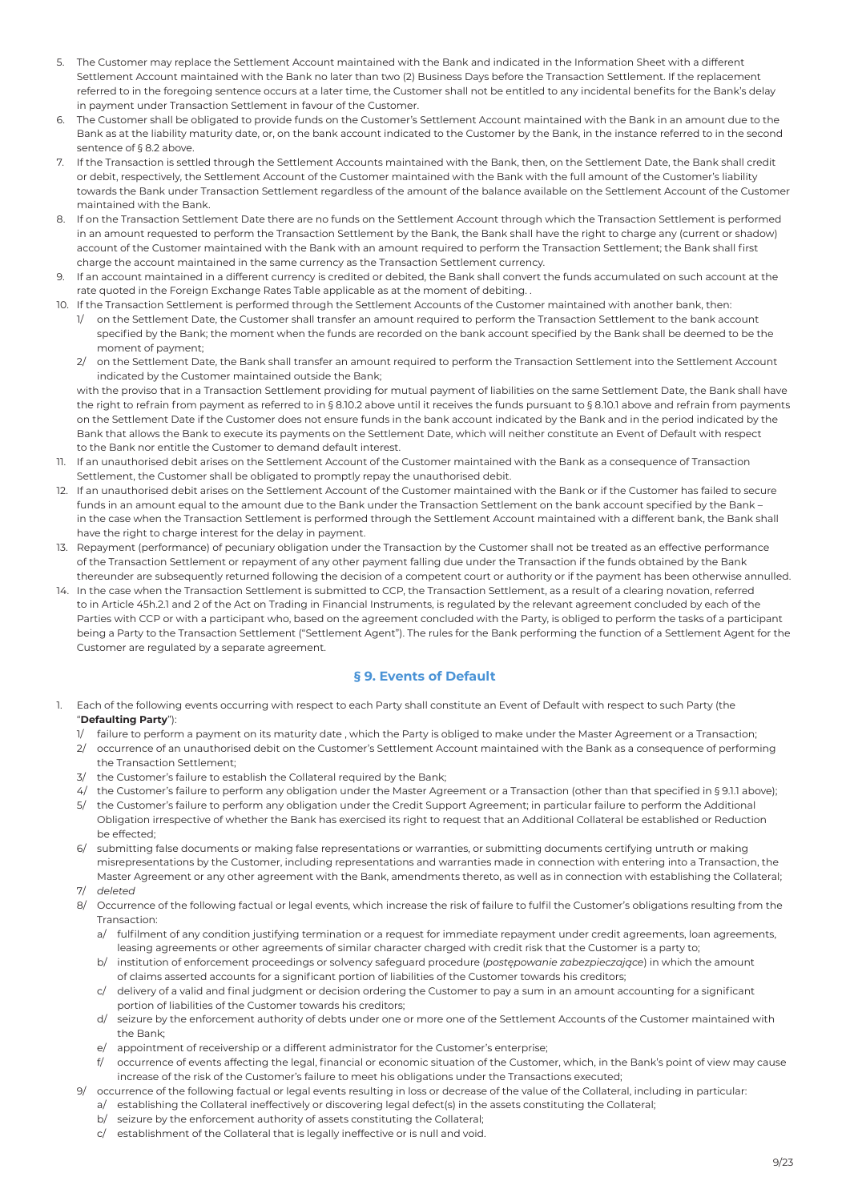5. The Customer may replace the Settlement Account maintained with the Bank and indicated in the Information Sheet with a different Settlement Account maintained with the Bank no later than two (2) Business Days before the Transaction Settlement. If the replacement referred to in the foregoing sentence occurs at a later time, the Customer shall not be entitled to any incidental benefits for the Bank's delay in payment under Transaction Settlement in favour of the Customer.
6. The Customer shall be obligated to provide funds on the Customer's Settlement Account maintained with the Bank in an amount due to the Bank as at the liability maturity date, or, on the bank account indicated to the Customer by the Bank, in the instance referred to in the second sentence of § 8.2 above.
7. If the Transaction is settled through the Settlement Accounts maintained with the Bank, then, on the Settlement Date, the Bank shall credit or debit, respectively, the Settlement Account of the Customer maintained with the Bank with the full amount of the Customer's liability towards the Bank under Transaction Settlement regardless of the amount of the balance available on the Settlement Account of the Customer maintained with the Bank.
8. If on the Transaction Settlement Date there are no funds on the Settlement Account through which the Transaction Settlement is performed in an amount requested to perform the Transaction Settlement by the Bank, the Bank shall have the right to charge any (current or shadow) account of the Customer maintained with the Bank with an amount required to perform the Transaction Settlement; the Bank shall first charge the account maintained in the same currency as the Transaction Settlement currency.
9. If an account maintained in a different currency is credited or debited, the Bank shall convert the funds accumulated on such account at the rate quoted in the Foreign Exchange Rates Table applicable as at the moment of debiting. .
10. If the Transaction Settlement is performed through the Settlement Accounts of the Customer maintained with another bank, then:
   1/ on the Settlement Date, the Customer shall transfer an amount required to perform the Transaction Settlement to the bank account specified by the Bank; the moment when the funds are recorded on the bank account specified by the Bank shall be deemed to be the moment of payment;
   2/ on the Settlement Date, the Bank shall transfer an amount required to perform the Transaction Settlement into the Settlement Account indicated by the Customer maintained outside the Bank;

   with the proviso that in a Transaction Settlement providing for mutual payment of liabilities on the same Settlement Date, the Bank shall have the right to refrain from payment as referred to in § 8.10.2 above until it receives the funds pursuant to § 8.10.1 above and refrain from payments on the Settlement Date if the Customer does not ensure funds in the bank account indicated by the Bank and in the period indicated by the Bank that allows the Bank to execute its payments on the Settlement Date, which will neither constitute an Event of Default with respect to the Bank nor entitle the Customer to demand default interest.
11. If an unauthorised debit arises on the Settlement Account of the Customer maintained with the Bank as a consequence of Transaction Settlement, the Customer shall be obligated to promptly repay the unauthorised debit.
12. If an unauthorised debit arises on the Settlement Account of the Customer maintained with the Bank or if the Customer has failed to secure funds in an amount equal to the amount due to the Bank under the Transaction Settlement on the bank account specified by the Bank – in the case when the Transaction Settlement is performed through the Settlement Account maintained with a different bank, the Bank shall have the right to charge interest for the delay in payment.
13. Repayment (performance) of pecuniary obligation under the Transaction by the Customer shall not be treated as an effective performance of the Transaction Settlement or repayment of any other payment falling due under the Transaction if the funds obtained by the Bank thereunder are subsequently returned following the decision of a competent court or authority or if the payment has been otherwise annulled.
14. In the case when the Transaction Settlement is submitted to CCP, the Transaction Settlement, as a result of a clearing novation, referred to in Article 45h.2.1 and 2 of the Act on Trading in Financial Instruments, is regulated by the relevant agreement concluded by each of the Parties with CCP or with a participant who, based on the agreement concluded with the Party, is obliged to perform the tasks of a participant being a Party to the Transaction Settlement ("Settlement Agent"). The rules for the Bank performing the function of a Settlement Agent for the Customer are regulated by a separate agreement.

## § 9. Events of Default

1. Each of the following events occurring with respect to each Party shall constitute an Event of Default with respect to such Party (the "**Defaulting Party**"):
   1/ failure to perform a payment on its maturity date , which the Party is obliged to make under the Master Agreement or a Transaction;
   2/ occurrence of an unauthorised debit on the Customer's Settlement Account maintained with the Bank as a consequence of performing the Transaction Settlement;
   3/ the Customer's failure to establish the Collateral required by the Bank;
   4/ the Customer's failure to perform any obligation under the Master Agreement or a Transaction (other than that specified in § 9.1.1 above);
   5/ the Customer's failure to perform any obligation under the Credit Support Agreement; in particular failure to perform the Additional Obligation irrespective of whether the Bank has exercised its right to request that an Additional Collateral be established or Reduction be effected;
   6/ submitting false documents or making false representations or warranties, or submitting documents certifying untruth or making misrepresentations by the Customer, including representations and warranties made in connection with entering into a Transaction, the Master Agreement or any other agreement with the Bank, amendments thereto, as well as in connection with establishing the Collateral;
   7/ *deleted*
   8/ Occurrence of the following factual or legal events, which increase the risk of failure to fulfil the Customer's obligations resulting from the Transaction:
      a/ fulfilment of any condition justifying termination or a request for immediate repayment under credit agreements, loan agreements, leasing agreements or other agreements of similar character charged with credit risk that the Customer is a party to;
      b/ institution of enforcement proceedings or solvency safeguard procedure (*postępowanie zabezpieczające*) in which the amount of claims asserted accounts for a significant portion of liabilities of the Customer towards his creditors;
      c/ delivery of a valid and final judgment or decision ordering the Customer to pay a sum in an amount accounting for a significant portion of liabilities of the Customer towards his creditors;
      d/ seizure by the enforcement authority of debts under one or more one of the Settlement Accounts of the Customer maintained with the Bank;
      e/ appointment of receivership or a different administrator for the Customer's enterprise;
      f/ occurrence of events affecting the legal, financial or economic situation of the Customer, which, in the Bank's point of view may cause increase of the risk of the Customer's failure to meet his obligations under the Transactions executed;
   9/ occurrence of the following factual or legal events resulting in loss or decrease of the value of the Collateral, including in particular:
      a/ establishing the Collateral ineffectively or discovering legal defect(s) in the assets constituting the Collateral;
      b/ seizure by the enforcement authority of assets constituting the Collateral;
      c/ establishment of the Collateral that is legally ineffective or is null and void.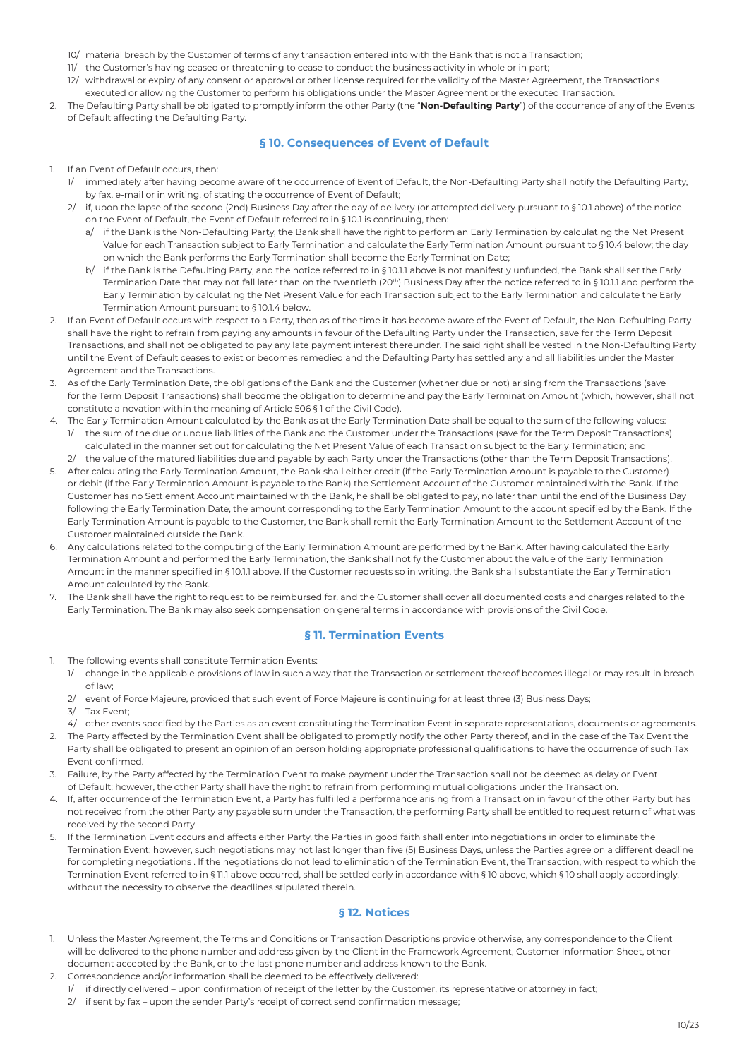10/ material breach by the Customer of terms of any transaction entered into with the Bank that is not a Transaction;

11/ the Customer's having ceased or threatening to cease to conduct the business activity in whole or in part;

12/ withdrawal or expiry of any consent or approval or other license required for the validity of the Master Agreement, the Transactions executed or allowing the Customer to perform his obligations under the Master Agreement or the executed Transaction.

2. The Defaulting Party shall be obligated to promptly inform the other Party (the "**Non-Defaulting Party**") of the occurrence of any of the Events of Default affecting the Defaulting Party.

## § 10. Consequences of Event of Default

1. If an Event of Default occurs, then:
   1/ immediately after having become aware of the occurrence of Event of Default, the Non-Defaulting Party shall notify the Defaulting Party, by fax, e-mail or in writing, of stating the occurrence of Event of Default;
   2/ if, upon the lapse of the second (2nd) Business Day after the day of delivery (or attempted delivery pursuant to § 10.1 above) of the notice on the Event of Default, the Event of Default referred to in § 10.1 is continuing, then:
      a/ if the Bank is the Non-Defaulting Party, the Bank shall have the right to perform an Early Termination by calculating the Net Present Value for each Transaction subject to Early Termination and calculate the Early Termination Amount pursuant to § 10.4 below; the day on which the Bank performs the Early Termination shall become the Early Termination Date;
      b/ if the Bank is the Defaulting Party, and the notice referred to in § 10.1.1 above is not manifestly unfunded, the Bank shall set the Early Termination Date that may not fall later than on the twentieth (20th) Business Day after the notice referred to in § 10.1.1 and perform the Early Termination by calculating the Net Present Value for each Transaction subject to the Early Termination and calculate the Early Termination Amount pursuant to § 10.1.4 below.
2. If an Event of Default occurs with respect to a Party, then as of the time it has become aware of the Event of Default, the Non-Defaulting Party shall have the right to refrain from paying any amounts in favour of the Defaulting Party under the Transaction, save for the Term Deposit Transactions, and shall not be obligated to pay any late payment interest thereunder. The said right shall be vested in the Non-Defaulting Party until the Event of Default ceases to exist or becomes remedied and the Defaulting Party has settled any and all liabilities under the Master Agreement and the Transactions.
3. As of the Early Termination Date, the obligations of the Bank and the Customer (whether due or not) arising from the Transactions (save for the Term Deposit Transactions) shall become the obligation to determine and pay the Early Termination Amount (which, however, shall not constitute a novation within the meaning of Article 506 § 1 of the Civil Code).
4. The Early Termination Amount calculated by the Bank as at the Early Termination Date shall be equal to the sum of the following values:
   1/ the sum of the due or undue liabilities of the Bank and the Customer under the Transactions (save for the Term Deposit Transactions) calculated in the manner set out for calculating the Net Present Value of each Transaction subject to the Early Termination; and
   2/ the value of the matured liabilities due and payable by each Party under the Transactions (other than the Term Deposit Transactions).
5. After calculating the Early Termination Amount, the Bank shall either credit (if the Early Termination Amount is payable to the Customer) or debit (if the Early Termination Amount is payable to the Bank) the Settlement Account of the Customer maintained with the Bank. If the Customer has no Settlement Account maintained with the Bank, he shall be obligated to pay, no later than until the end of the Business Day following the Early Termination Date, the amount corresponding to the Early Termination Amount to the account specified by the Bank. If the Early Termination Amount is payable to the Customer, the Bank shall remit the Early Termination Amount to the Settlement Account of the Customer maintained outside the Bank.
6. Any calculations related to the computing of the Early Termination Amount are performed by the Bank. After having calculated the Early Termination Amount and performed the Early Termination, the Bank shall notify the Customer about the value of the Early Termination Amount in the manner specified in § 10.1.1 above. If the Customer requests so in writing, the Bank shall substantiate the Early Termination Amount calculated by the Bank.
7. The Bank shall have the right to request to be reimbursed for, and the Customer shall cover all documented costs and charges related to the Early Termination. The Bank may also seek compensation on general terms in accordance with provisions of the Civil Code.

## § 11. Termination Events

1. The following events shall constitute Termination Events:
   1/ change in the applicable provisions of law in such a way that the Transaction or settlement thereof becomes illegal or may result in breach of law;
   2/ event of Force Majeure, provided that such event of Force Majeure is continuing for at least three (3) Business Days;
   3/ Tax Event;
   4/ other events specified by the Parties as an event constituting the Termination Event in separate representations, documents or agreements.
2. The Party affected by the Termination Event shall be obligated to promptly notify the other Party thereof, and in the case of the Tax Event the Party shall be obligated to present an opinion of an person holding appropriate professional qualifications to have the occurrence of such Tax Event confirmed.
3. Failure, by the Party affected by the Termination Event to make payment under the Transaction shall not be deemed as delay or Event of Default; however, the other Party shall have the right to refrain from performing mutual obligations under the Transaction.
4. If, after occurrence of the Termination Event, a Party has fulfilled a performance arising from a Transaction in favour of the other Party but has not received from the other Party any payable sum under the Transaction, the performing Party shall be entitled to request return of what was received by the second Party .
5. If the Termination Event occurs and affects either Party, the Parties in good faith shall enter into negotiations in order to eliminate the Termination Event; however, such negotiations may not last longer than five (5) Business Days, unless the Parties agree on a different deadline for completing negotiations . If the negotiations do not lead to elimination of the Termination Event, the Transaction, with respect to which the Termination Event referred to in § 11.1 above occurred, shall be settled early in accordance with § 10 above, which § 10 shall apply accordingly, without the necessity to observe the deadlines stipulated therein.

## § 12. Notices

1. Unless the Master Agreement, the Terms and Conditions or Transaction Descriptions provide otherwise, any correspondence to the Client will be delivered to the phone number and address given by the Client in the Framework Agreement, Customer Information Sheet, other document accepted by the Bank, or to the last phone number and address known to the Bank.
2. Correspondence and/or information shall be deemed to be effectively delivered:
   1/ if directly delivered – upon confirmation of receipt of the letter by the Customer, its representative or attorney in fact;
   2/ if sent by fax – upon the sender Party's receipt of correct send confirmation message;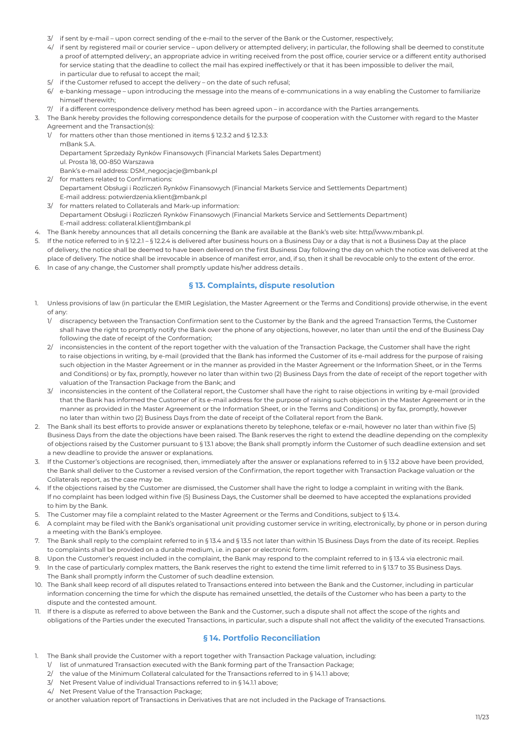3/ if sent by e-mail – upon correct sending of the e-mail to the server of the Bank or the Customer, respectively;

4/ if sent by registered mail or courier service – upon delivery or attempted delivery; in particular, the following shall be deemed to constitute a proof of attempted delivery:, an appropriate advice in writing received from the post office, courier service or a different entity authorised for service stating that the deadline to collect the mail has expired ineffectively or that it has been impossible to deliver the mail, in particular due to refusal to accept the mail;

5/ if the Customer refused to accept the delivery – on the date of such refusal;

6/ e-banking message – upon introducing the message into the means of e-communications in a way enabling the Customer to familiarize himself therewith;

7/ if a different correspondence delivery method has been agreed upon – in accordance with the Parties arrangements.

3. The Bank hereby provides the following correspondence details for the purpose of cooperation with the Customer with regard to the Master Agreement and the Transaction(s):

   1/ for matters other than those mentioned in items § 12.3.2 and § 12.3.3:
   mBank S.A.
   Departament Sprzedaży Rynków Finansowych (Financial Markets Sales Department)
   ul. Prosta 18, 00-850 Warszawa
   Bank's e-mail address: DSM_negocjacje@mbank.pl

   2/ for matters related to Confirmations:
   Departament Obsługi i Rozliczeń Rynków Finansowych (Financial Markets Service and Settlements Department)
   E-mail address: potwierdzenia.klient@mbank.pl

   3/ for matters related to Collaterals and Mark-up information:
   Departament Obsługi i Rozliczeń Rynków Finansowych (Financial Markets Service and Settlements Department)
   E-mail address: collateral.klient@mbank.pl

4. The Bank hereby announces that all details concerning the Bank are available at the Bank's web site: http//www.mbank.pl.

5. If the notice referred to in § 12.2.1 – § 12.2.4 is delivered after business hours on a Business Day or a day that is not a Business Day at the place of delivery, the notice shall be deemed to have been delivered on the first Business Day following the day on which the notice was delivered at the place of delivery. The notice shall be irrevocable in absence of manifest error, and, if so, then it shall be revocable only to the extent of the error.

6. In case of any change, the Customer shall promptly update his/her address details .

## § 13. Complaints, dispute resolution

1. Unless provisions of law (in particular the EMIR Legislation, the Master Agreement or the Terms and Conditions) provide otherwise, in the event of any:

   1/ discrepancy between the Transaction Confirmation sent to the Customer by the Bank and the agreed Transaction Terms, the Customer shall have the right to promptly notify the Bank over the phone of any objections, however, no later than until the end of the Business Day following the date of receipt of the Conformation;

   2/ inconsistencies in the content of the report together with the valuation of the Transaction Package, the Customer shall have the right to raise objections in writing, by e-mail (provided that the Bank has informed the Customer of its e-mail address for the purpose of raising such objection in the Master Agreement or in the manner as provided in the Master Agreement or the Information Sheet, or in the Terms and Conditions) or by fax, promptly, however no later than within two (2) Business Days from the date of receipt of the report together with valuation of the Transaction Package from the Bank; and

   3/ inconsistencies in the content of the Collateral report, the Customer shall have the right to raise objections in writing by e-mail (provided that the Bank has informed the Customer of its e-mail address for the purpose of raising such objection in the Master Agreement or in the manner as provided in the Master Agreement or the Information Sheet, or in the Terms and Conditions) or by fax, promptly, however no later than within two (2) Business Days from the date of receipt of the Collateral report from the Bank.

2. The Bank shall its best efforts to provide answer or explanations thereto by telephone, telefax or e-mail, however no later than within five (5) Business Days from the date the objections have been raised. The Bank reserves the right to extend the deadline depending on the complexity of objections raised by the Customer pursuant to § 13.1 above; the Bank shall promptly inform the Customer of such deadline extension and set a new deadline to provide the answer or explanations.

3. If the Customer's objections are recognised, then, immediately after the answer or explanations referred to in § 13.2 above have been provided, the Bank shall deliver to the Customer a revised version of the Confirmation, the report together with Transaction Package valuation or the Collaterals report, as the case may be.

4. If the objections raised by the Customer are dismissed, the Customer shall have the right to lodge a complaint in writing with the Bank. If no complaint has been lodged within five (5) Business Days, the Customer shall be deemed to have accepted the explanations provided to him by the Bank.

5. The Customer may file a complaint related to the Master Agreement or the Terms and Conditions, subject to § 13.4.

6. A complaint may be filed with the Bank's organisational unit providing customer service in writing, electronically, by phone or in person during a meeting with the Bank's employee.

7. The Bank shall reply to the complaint referred to in § 13.4 and § 13.5 not later than within 15 Business Days from the date of its receipt. Replies to complaints shall be provided on a durable medium, i.e. in paper or electronic form.

8. Upon the Customer's request included in the complaint, the Bank may respond to the complaint referred to in § 13.4 via electronic mail.

9. In the case of particularly complex matters, the Bank reserves the right to extend the time limit referred to in § 13.7 to 35 Business Days. The Bank shall promptly inform the Customer of such deadline extension.

10. The Bank shall keep record of all disputes related to Transactions entered into between the Bank and the Customer, including in particular information concerning the time for which the dispute has remained unsettled, the details of the Customer who has been a party to the dispute and the contested amount.

11. If there is a dispute as referred to above between the Bank and the Customer, such a dispute shall not affect the scope of the rights and obligations of the Parties under the executed Transactions, in particular, such a dispute shall not affect the validity of the executed Transactions.

## § 14. Portfolio Reconciliation

1. The Bank shall provide the Customer with a report together with Transaction Package valuation, including:

   1/ list of unmatured Transaction executed with the Bank forming part of the Transaction Package;

   2/ the value of the Minimum Collateral calculated for the Transactions referred to in § 14.1.1 above;

   3/ Net Present Value of individual Transactions referred to in § 14.1.1 above;

   4/ Net Present Value of the Transaction Package;

   or another valuation report of Transactions in Derivatives that are not included in the Package of Transactions.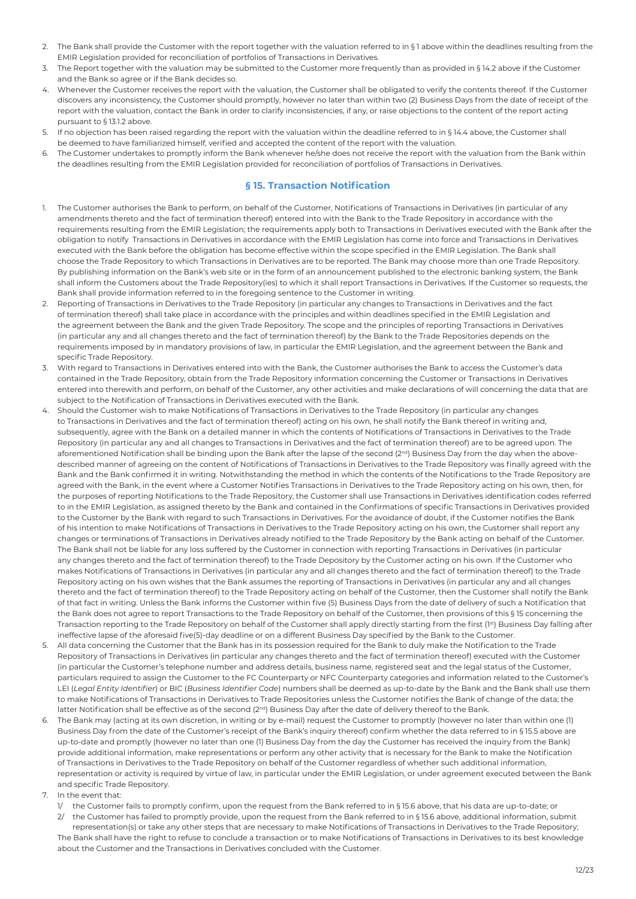2. The Bank shall provide the Customer with the report together with the valuation referred to in § 1 above within the deadlines resulting from the EMIR Legislation provided for reconciliation of portfolios of Transactions in Derivatives.
3. The Report together with the valuation may be submitted to the Customer more frequently than as provided in § 14.2 above if the Customer and the Bank so agree or if the Bank decides so.
4. Whenever the Customer receives the report with the valuation, the Customer shall be obligated to verify the contents thereof. If the Customer discovers any inconsistency, the Customer should promptly, however no later than within two (2) Business Days from the date of receipt of the report with the valuation, contact the Bank in order to clarify inconsistencies, if any, or raise objections to the content of the report acting pursuant to § 13.1.2 above.
5. If no objection has been raised regarding the report with the valuation within the deadline referred to in § 14.4 above, the Customer shall be deemed to have familiarized himself, verified and accepted the content of the report with the valuation.
6. The Customer undertakes to promptly inform the Bank whenever he/she does not receive the report with the valuation from the Bank within the deadlines resulting from the EMIR Legislation provided for reconciliation of portfolios of Transactions in Derivatives.

## § 15. Transaction Notification

1. The Customer authorises the Bank to perform, on behalf of the Customer, Notifications of Transactions in Derivatives (in particular of any amendments thereto and the fact of termination thereof) entered into with the Bank to the Trade Repository in accordance with the requirements resulting from the EMIR Legislation; the requirements apply both to Transactions in Derivatives executed with the Bank after the obligation to notify Transactions in Derivatives in accordance with the EMIR Legislation has come into force and Transactions in Derivatives executed with the Bank before the obligation has become effective within the scope specified in the EMIR Legislation. The Bank shall choose the Trade Repository to which Transactions in Derivatives are to be reported. The Bank may choose more than one Trade Repository. By publishing information on the Bank's web site or in the form of an announcement published to the electronic banking system, the Bank shall inform the Customers about the Trade Repository(ies) to which it shall report Transactions in Derivatives. If the Customer so requests, the Bank shall provide information referred to in the foregoing sentence to the Customer in writing.
2. Reporting of Transactions in Derivatives to the Trade Repository (in particular any changes to Transactions in Derivatives and the fact of termination thereof) shall take place in accordance with the principles and within deadlines specified in the EMIR Legislation and the agreement between the Bank and the given Trade Repository. The scope and the principles of reporting Transactions in Derivatives (in particular any and all changes thereto and the fact of termination thereof) by the Bank to the Trade Repositories depends on the requirements imposed by in mandatory provisions of law, in particular the EMIR Legislation, and the agreement between the Bank and specific Trade Repository.
3. With regard to Transactions in Derivatives entered into with the Bank, the Customer authorises the Bank to access the Customer's data contained in the Trade Repository, obtain from the Trade Repository information concerning the Customer or Transactions in Derivatives entered into therewith and perform, on behalf of the Customer, any other activities and make declarations of will concerning the data that are subject to the Notification of Transactions in Derivatives executed with the Bank.
4. Should the Customer wish to make Notifications of Transactions in Derivatives to the Trade Repository (in particular any changes to Transactions in Derivatives and the fact of termination thereof) acting on his own, he shall notify the Bank thereof in writing and, subsequently, agree with the Bank on a detailed manner in which the contents of Notifications of Transactions in Derivatives to the Trade Repository (in particular any and all changes to Transactions in Derivatives and the fact of termination thereof) are to be agreed upon. The aforementioned Notification shall be binding upon the Bank after the lapse of the second (2nd) Business Day from the day when the above-described manner of agreeing on the content of Notifications of Transactions in Derivatives to the Trade Repository was finally agreed with the Bank and the Bank confirmed it in writing. Notwithstanding the method in which the contents of the Notifications to the Trade Repository are agreed with the Bank, in the event where a Customer Notifies Transactions in Derivatives to the Trade Repository acting on his own, then, for the purposes of reporting Notifications to the Trade Repository, the Customer shall use Transactions in Derivatives identification codes referred to in the EMIR Legislation, as assigned thereto by the Bank and contained in the Confirmations of specific Transactions in Derivatives provided to the Customer by the Bank with regard to such Transactions in Derivatives. For the avoidance of doubt, if the Customer notifies the Bank of his intention to make Notifications of Transactions in Derivatives to the Trade Repository acting on his own, the Customer shall report any changes or terminations of Transactions in Derivatives already notified to the Trade Repository by the Bank acting on behalf of the Customer. The Bank shall not be liable for any loss suffered by the Customer in connection with reporting Transactions in Derivatives (in particular any changes thereto and the fact of termination thereof) to the Trade Depository by the Customer acting on his own. If the Customer who makes Notifications of Transactions in Derivatives (in particular any and all changes thereto and the fact of termination thereof) to the Trade Repository acting on his own wishes that the Bank assumes the reporting of Transactions in Derivatives (in particular any and all changes thereto and the fact of termination thereof) to the Trade Repository acting on behalf of the Customer, then the Customer shall notify the Bank of that fact in writing. Unless the Bank informs the Customer within five (5) Business Days from the date of delivery of such a Notification that the Bank does not agree to report Transactions to the Trade Repository on behalf of the Customer, then provisions of this § 15 concerning the Transaction reporting to the Trade Repository on behalf of the Customer shall apply directly starting from the first (1st) Business Day falling after ineffective lapse of the aforesaid five(5)-day deadline or on a different Business Day specified by the Bank to the Customer.
5. All data concerning the Customer that the Bank has in its possession required for the Bank to duly make the Notification to the Trade Repository of Transactions in Derivatives (in particular any changes thereto and the fact of termination thereof) executed with the Customer (in particular the Customer's telephone number and address details, business name, registered seat and the legal status of the Customer, particulars required to assign the Customer to the FC Counterparty or NFC Counterparty categories and information related to the Customer's LEI (*Legal Entity Identifier*) or BIC (*Business Identifier Code*) numbers shall be deemed as up-to-date by the Bank and the Bank shall use them to make Notifications of Transactions in Derivatives to Trade Repositories unless the Customer notifies the Bank of change of the data; the latter Notification shall be effective as of the second (2nd) Business Day after the date of delivery thereof to the Bank.
6. The Bank may (acting at its own discretion, in writing or by e-mail) request the Customer to promptly (however no later than within one (1) Business Day from the date of the Customer's receipt of the Bank's inquiry thereof) confirm whether the data referred to in § 15.5 above are up-to-date and promptly (however no later than one (1) Business Day from the day the Customer has received the inquiry from the Bank) provide additional information, make representations or perform any other activity that is necessary for the Bank to make the Notification of Transactions in Derivatives to the Trade Repository on behalf of the Customer regardless of whether such additional information, representation or activity is required by virtue of law, in particular under the EMIR Legislation, or under agreement executed between the Bank and specific Trade Repository.
7. In the event that:
   1/ the Customer fails to promptly confirm, upon the request from the Bank referred to in § 15.6 above, that his data are up-to-date; or
   2/ the Customer has failed to promptly provide, upon the request from the Bank referred to in § 15.6 above, additional information, submit representation(s) or take any other steps that are necessary to make Notifications of Transactions in Derivatives to the Trade Repository;

   The Bank shall have the right to refuse to conclude a transaction or to make Notifications of Transactions in Derivatives to its best knowledge about the Customer and the Transactions in Derivatives concluded with the Customer.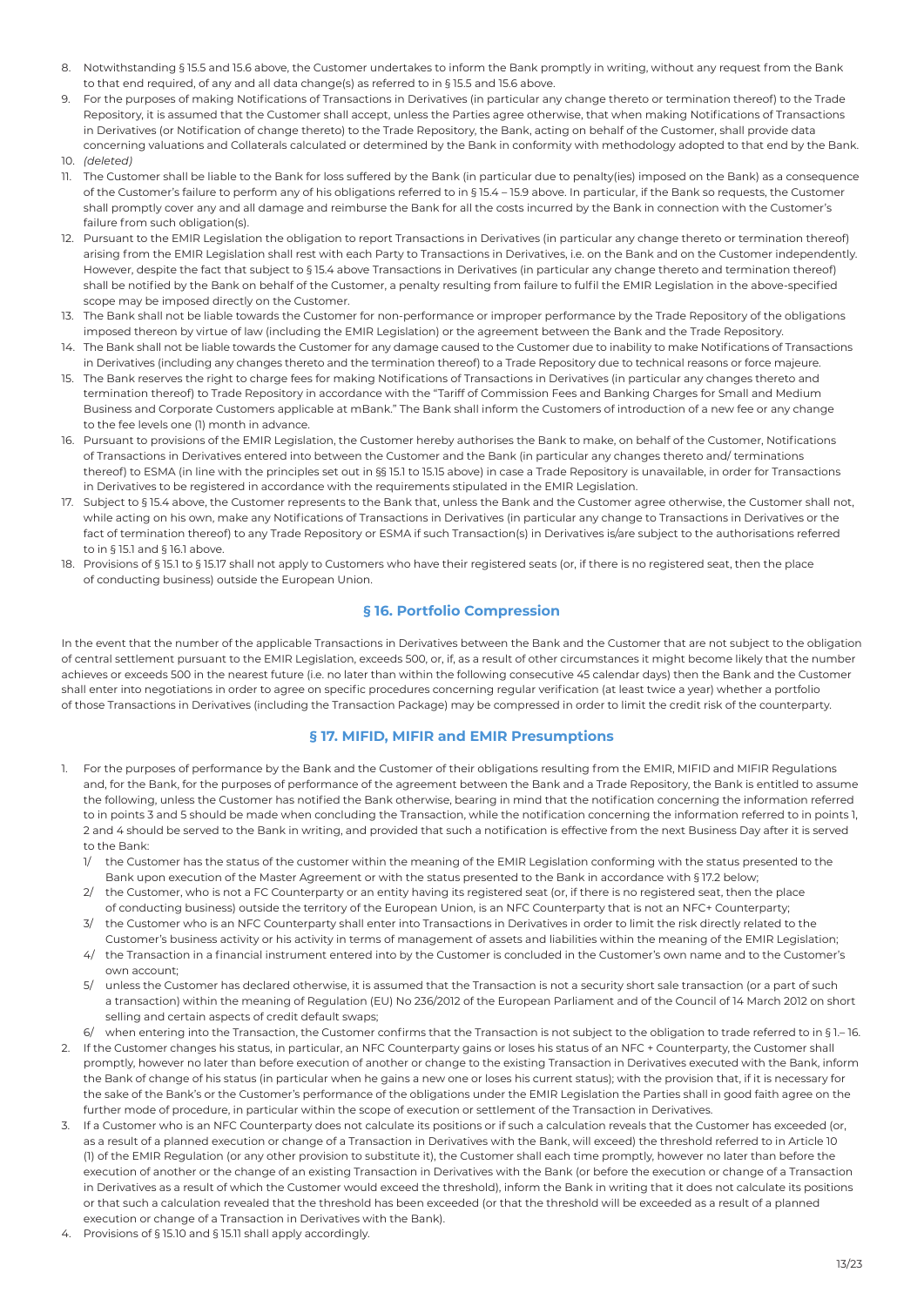8. Notwithstanding § 15.5 and 15.6 above, the Customer undertakes to inform the Bank promptly in writing, without any request from the Bank to that end required, of any and all data change(s) as referred to in § 15.5 and 15.6 above.
9. For the purposes of making Notifications of Transactions in Derivatives (in particular any change thereto or termination thereof) to the Trade Repository, it is assumed that the Customer shall accept, unless the Parties agree otherwise, that when making Notifications of Transactions in Derivatives (or Notification of change thereto) to the Trade Repository, the Bank, acting on behalf of the Customer, shall provide data concerning valuations and Collaterals calculated or determined by the Bank in conformity with methodology adopted to that end by the Bank.
10. *(deleted)*
11. The Customer shall be liable to the Bank for loss suffered by the Bank (in particular due to penalty(ies) imposed on the Bank) as a consequence of the Customer's failure to perform any of his obligations referred to in § 15.4 – 15.9 above. In particular, if the Bank so requests, the Customer shall promptly cover any and all damage and reimburse the Bank for all the costs incurred by the Bank in connection with the Customer's failure from such obligation(s).
12. Pursuant to the EMIR Legislation the obligation to report Transactions in Derivatives (in particular any change thereto or termination thereof) arising from the EMIR Legislation shall rest with each Party to Transactions in Derivatives, i.e. on the Bank and on the Customer independently. However, despite the fact that subject to § 15.4 above Transactions in Derivatives (in particular any change thereto and termination thereof) shall be notified by the Bank on behalf of the Customer, a penalty resulting from failure to fulfil the EMIR Legislation in the above-specified scope may be imposed directly on the Customer.
13. The Bank shall not be liable towards the Customer for non-performance or improper performance by the Trade Repository of the obligations imposed thereon by virtue of law (including the EMIR Legislation) or the agreement between the Bank and the Trade Repository.
14. The Bank shall not be liable towards the Customer for any damage caused to the Customer due to inability to make Notifications of Transactions in Derivatives (including any changes thereto and the termination thereof) to a Trade Repository due to technical reasons or force majeure.
15. The Bank reserves the right to charge fees for making Notifications of Transactions in Derivatives (in particular any changes thereto and termination thereof) to Trade Repository in accordance with the "Tariff of Commission Fees and Banking Charges for Small and Medium Business and Corporate Customers applicable at mBank." The Bank shall inform the Customers of introduction of a new fee or any change to the fee levels one (1) month in advance.
16. Pursuant to provisions of the EMIR Legislation, the Customer hereby authorises the Bank to make, on behalf of the Customer, Notifications of Transactions in Derivatives entered into between the Customer and the Bank (in particular any changes thereto and/ terminations thereof) to ESMA (in line with the principles set out in §§ 15.1 to 15.15 above) in case a Trade Repository is unavailable, in order for Transactions in Derivatives to be registered in accordance with the requirements stipulated in the EMIR Legislation.
17. Subject to § 15.4 above, the Customer represents to the Bank that, unless the Bank and the Customer agree otherwise, the Customer shall not, while acting on his own, make any Notifications of Transactions in Derivatives (in particular any change to Transactions in Derivatives or the fact of termination thereof) to any Trade Repository or ESMA if such Transaction(s) in Derivatives is/are subject to the authorisations referred to in § 15.1 and § 16.1 above.
18. Provisions of § 15.1 to § 15.17 shall not apply to Customers who have their registered seats (or, if there is no registered seat, then the place of conducting business) outside the European Union.

## § 16. Portfolio Compression

In the event that the number of the applicable Transactions in Derivatives between the Bank and the Customer that are not subject to the obligation of central settlement pursuant to the EMIR Legislation, exceeds 500, or, if, as a result of other circumstances it might become likely that the number achieves or exceeds 500 in the nearest future (i.e. no later than within the following consecutive 45 calendar days) then the Bank and the Customer shall enter into negotiations in order to agree on specific procedures concerning regular verification (at least twice a year) whether a portfolio of those Transactions in Derivatives (including the Transaction Package) may be compressed in order to limit the credit risk of the counterparty.

## § 17. MIFID, MIFIR and EMIR Presumptions

1. For the purposes of performance by the Bank and the Customer of their obligations resulting from the EMIR, MIFID and MIFIR Regulations and, for the Bank, for the purposes of performance of the agreement between the Bank and a Trade Repository, the Bank is entitled to assume the following, unless the Customer has notified the Bank otherwise, bearing in mind that the notification concerning the information referred to in points 3 and 5 should be made when concluding the Transaction, while the notification concerning the information referred to in points 1, 2 and 4 should be served to the Bank in writing, and provided that such a notification is effective from the next Business Day after it is served to the Bank:
   1/ the Customer has the status of the customer within the meaning of the EMIR Legislation conforming with the status presented to the Bank upon execution of the Master Agreement or with the status presented to the Bank in accordance with § 17.2 below;
   2/ the Customer, who is not a FC Counterparty or an entity having its registered seat (or, if there is no registered seat, then the place of conducting business) outside the territory of the European Union, is an NFC Counterparty that is not an NFC+ Counterparty;
   3/ the Customer who is an NFC Counterparty shall enter into Transactions in Derivatives in order to limit the risk directly related to the Customer's business activity or his activity in terms of management of assets and liabilities within the meaning of the EMIR Legislation;
   4/ the Transaction in a financial instrument entered into by the Customer is concluded in the Customer's own name and to the Customer's own account;
   5/ unless the Customer has declared otherwise, it is assumed that the Transaction is not a security short sale transaction (or a part of such a transaction) within the meaning of Regulation (EU) No 236/2012 of the European Parliament and of the Council of 14 March 2012 on short selling and certain aspects of credit default swaps;
   6/ when entering into the Transaction, the Customer confirms that the Transaction is not subject to the obligation to trade referred to in § 1.– 16.
2. If the Customer changes his status, in particular, an NFC Counterparty gains or loses his status of an NFC + Counterparty, the Customer shall promptly, however no later than before execution of another or change to the existing Transaction in Derivatives executed with the Bank, inform the Bank of change of his status (in particular when he gains a new one or loses his current status); with the provision that, if it is necessary for the sake of the Bank's or the Customer's performance of the obligations under the EMIR Legislation the Parties shall in good faith agree on the further mode of procedure, in particular within the scope of execution or settlement of the Transaction in Derivatives.
3. If a Customer who is an NFC Counterparty does not calculate its positions or if such a calculation reveals that the Customer has exceeded (or, as a result of a planned execution or change of a Transaction in Derivatives with the Bank, will exceed) the threshold referred to in Article 10 (1) of the EMIR Regulation (or any other provision to substitute it), the Customer shall each time promptly, however no later than before the execution of another or the change of an existing Transaction in Derivatives with the Bank (or before the execution or change of a Transaction in Derivatives as a result of which the Customer would exceed the threshold), inform the Bank in writing that it does not calculate its positions or that such a calculation revealed that the threshold has been exceeded (or that the threshold will be exceeded as a result of a planned execution or change of a Transaction in Derivatives with the Bank).
4. Provisions of § 15.10 and § 15.11 shall apply accordingly.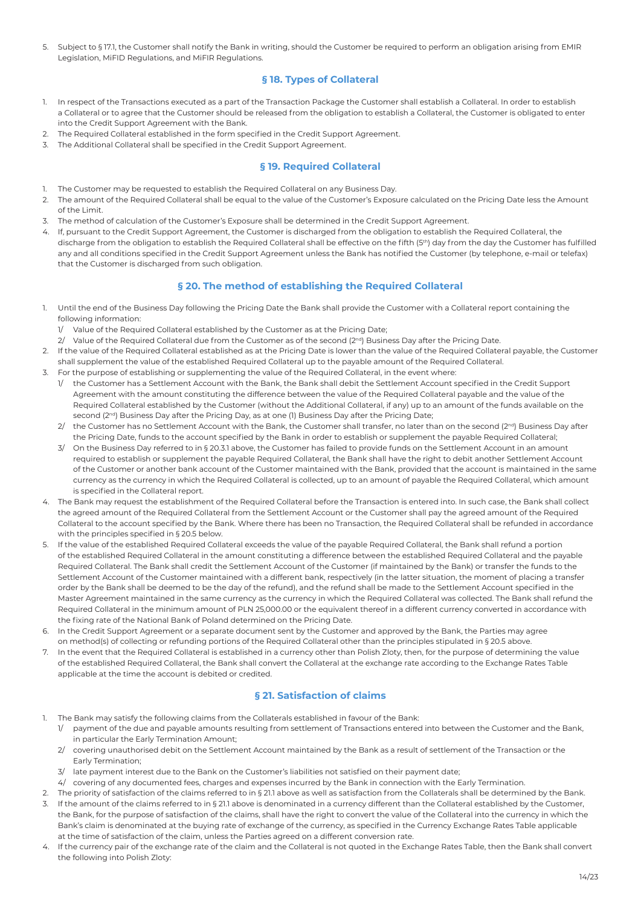5. Subject to § 17.1, the Customer shall notify the Bank in writing, should the Customer be required to perform an obligation arising from EMIR Legislation, MiFID Regulations, and MiFIR Regulations.

## § 18. Types of Collateral

1. In respect of the Transactions executed as a part of the Transaction Package the Customer shall establish a Collateral. In order to establish a Collateral or to agree that the Customer should be released from the obligation to establish a Collateral, the Customer is obligated to enter into the Credit Support Agreement with the Bank.
2. The Required Collateral established in the form specified in the Credit Support Agreement.
3. The Additional Collateral shall be specified in the Credit Support Agreement.

## § 19. Required Collateral

1. The Customer may be requested to establish the Required Collateral on any Business Day.
2. The amount of the Required Collateral shall be equal to the value of the Customer's Exposure calculated on the Pricing Date less the Amount of the Limit.
3. The method of calculation of the Customer's Exposure shall be determined in the Credit Support Agreement.
4. If, pursuant to the Credit Support Agreement, the Customer is discharged from the obligation to establish the Required Collateral, the discharge from the obligation to establish the Required Collateral shall be effective on the fifth (5th) day from the day the Customer has fulfilled any and all conditions specified in the Credit Support Agreement unless the Bank has notified the Customer (by telephone, e-mail or telefax) that the Customer is discharged from such obligation.

## § 20. The method of establishing the Required Collateral

1. Until the end of the Business Day following the Pricing Date the Bank shall provide the Customer with a Collateral report containing the following information:
   1/ Value of the Required Collateral established by the Customer as at the Pricing Date;
   2/ Value of the Required Collateral due from the Customer as of the second (2nd) Business Day after the Pricing Date.
2. If the value of the Required Collateral established as at the Pricing Date is lower than the value of the Required Collateral payable, the Customer shall supplement the value of the established Required Collateral up to the payable amount of the Required Collateral.
3. For the purpose of establishing or supplementing the value of the Required Collateral, in the event where:
   1/ the Customer has a Settlement Account with the Bank, the Bank shall debit the Settlement Account specified in the Credit Support Agreement with the amount constituting the difference between the value of the Required Collateral payable and the value of the Required Collateral established by the Customer (without the Additional Collateral, if any) up to an amount of the funds available on the second (2nd) Business Day after the Pricing Day, as at one (1) Business Day after the Pricing Date;
   2/ the Customer has no Settlement Account with the Bank, the Customer shall transfer, no later than on the second (2nd) Business Day after the Pricing Date, funds to the account specified by the Bank in order to establish or supplement the payable Required Collateral;
   3/ On the Business Day referred to in § 20.3.1 above, the Customer has failed to provide funds on the Settlement Account in an amount required to establish or supplement the payable Required Collateral, the Bank shall have the right to debit another Settlement Account of the Customer or another bank account of the Customer maintained with the Bank, provided that the account is maintained in the same currency as the currency in which the Required Collateral is collected, up to an amount of payable the Required Collateral, which amount is specified in the Collateral report.
4. The Bank may request the establishment of the Required Collateral before the Transaction is entered into. In such case, the Bank shall collect the agreed amount of the Required Collateral from the Settlement Account or the Customer shall pay the agreed amount of the Required Collateral to the account specified by the Bank. Where there has been no Transaction, the Required Collateral shall be refunded in accordance with the principles specified in § 20.5 below.
5. If the value of the established Required Collateral exceeds the value of the payable Required Collateral, the Bank shall refund a portion of the established Required Collateral in the amount constituting a difference between the established Required Collateral and the payable Required Collateral. The Bank shall credit the Settlement Account of the Customer (if maintained by the Bank) or transfer the funds to the Settlement Account of the Customer maintained with a different bank, respectively (in the latter situation, the moment of placing a transfer order by the Bank shall be deemed to be the day of the refund), and the refund shall be made to the Settlement Account specified in the Master Agreement maintained in the same currency as the currency in which the Required Collateral was collected. The Bank shall refund the Required Collateral in the minimum amount of PLN 25,000.00 or the equivalent thereof in a different currency converted in accordance with the fixing rate of the National Bank of Poland determined on the Pricing Date.
6. In the Credit Support Agreement or a separate document sent by the Customer and approved by the Bank, the Parties may agree on method(s) of collecting or refunding portions of the Required Collateral other than the principles stipulated in § 20.5 above.
7. In the event that the Required Collateral is established in a currency other than Polish Zloty, then, for the purpose of determining the value of the established Required Collateral, the Bank shall convert the Collateral at the exchange rate according to the Exchange Rates Table applicable at the time the account is debited or credited.

## § 21. Satisfaction of claims

1. The Bank may satisfy the following claims from the Collaterals established in favour of the Bank:
   1/ payment of the due and payable amounts resulting from settlement of Transactions entered into between the Customer and the Bank, in particular the Early Termination Amount;
   2/ covering unauthorised debit on the Settlement Account maintained by the Bank as a result of settlement of the Transaction or the Early Termination;
   3/ late payment interest due to the Bank on the Customer's liabilities not satisfied on their payment date;
   4/ covering of any documented fees, charges and expenses incurred by the Bank in connection with the Early Termination.
2. The priority of satisfaction of the claims referred to in § 21.1 above as well as satisfaction from the Collaterals shall be determined by the Bank.
3. If the amount of the claims referred to in § 21.1 above is denominated in a currency different than the Collateral established by the Customer, the Bank, for the purpose of satisfaction of the claims, shall have the right to convert the value of the Collateral into the currency in which the Bank's claim is denominated at the buying rate of exchange of the currency, as specified in the Currency Exchange Rates Table applicable at the time of satisfaction of the claim, unless the Parties agreed on a different conversion rate.
4. If the currency pair of the exchange rate of the claim and the Collateral is not quoted in the Exchange Rates Table, then the Bank shall convert the following into Polish Zloty: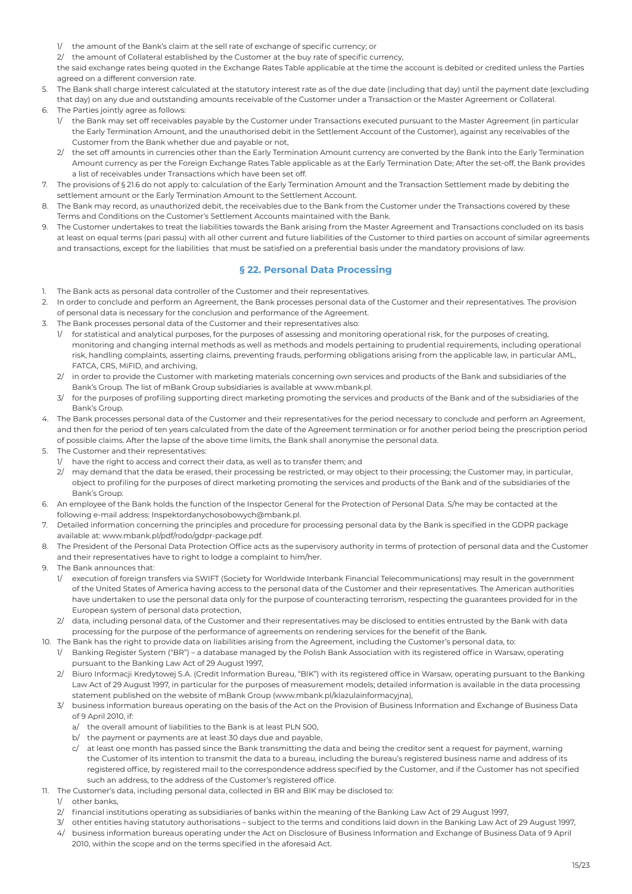1/ the amount of the Bank's claim at the sell rate of exchange of specific currency; or

2/ the amount of Collateral established by the Customer at the buy rate of specific currency,

the said exchange rates being quoted in the Exchange Rates Table applicable at the time the account is debited or credited unless the Parties agreed on a different conversion rate.

5. The Bank shall charge interest calculated at the statutory interest rate as of the due date (including that day) until the payment date (excluding that day) on any due and outstanding amounts receivable of the Customer under a Transaction or the Master Agreement or Collateral.
6. The Parties jointly agree as follows:
   1/ the Bank may set off receivables payable by the Customer under Transactions executed pursuant to the Master Agreement (in particular the Early Termination Amount, and the unauthorised debit in the Settlement Account of the Customer), against any receivables of the Customer from the Bank whether due and payable or not,
   2/ the set off amounts in currencies other than the Early Termination Amount currency are converted by the Bank into the Early Termination Amount currency as per the Foreign Exchange Rates Table applicable as at the Early Termination Date; After the set-off, the Bank provides a list of receivables under Transactions which have been set off.
7. The provisions of § 21.6 do not apply to: calculation of the Early Termination Amount and the Transaction Settlement made by debiting the settlement amount or the Early Termination Amount to the Settlement Account.
8. The Bank may record, as unauthorized debit, the receivables due to the Bank from the Customer under the Transactions covered by these Terms and Conditions on the Customer's Settlement Accounts maintained with the Bank.
9. The Customer undertakes to treat the liabilities towards the Bank arising from the Master Agreement and Transactions concluded on its basis at least on equal terms (pari passu) with all other current and future liabilities of the Customer to third parties on account of similar agreements and transactions, except for the liabilities that must be satisfied on a preferential basis under the mandatory provisions of law.

## § 22. Personal Data Processing

1. The Bank acts as personal data controller of the Customer and their representatives.
2. In order to conclude and perform an Agreement, the Bank processes personal data of the Customer and their representatives. The provision of personal data is necessary for the conclusion and performance of the Agreement.
3. The Bank processes personal data of the Customer and their representatives also:
   1/ for statistical and analytical purposes, for the purposes of assessing and monitoring operational risk, for the purposes of creating, monitoring and changing internal methods as well as methods and models pertaining to prudential requirements, including operational risk, handling complaints, asserting claims, preventing frauds, performing obligations arising from the applicable law, in particular AML, FATCA, CRS, MiFID, and archiving,
   2/ in order to provide the Customer with marketing materials concerning own services and products of the Bank and subsidiaries of the Bank's Group. The list of mBank Group subsidiaries is available at www.mbank.pl.
   3/ for the purposes of profiling supporting direct marketing promoting the services and products of the Bank and of the subsidiaries of the Bank's Group.
4. The Bank processes personal data of the Customer and their representatives for the period necessary to conclude and perform an Agreement, and then for the period of ten years calculated from the date of the Agreement termination or for another period being the prescription period of possible claims. After the lapse of the above time limits, the Bank shall anonymise the personal data.
5. The Customer and their representatives:
   1/ have the right to access and correct their data, as well as to transfer them; and
   2/ may demand that the data be erased, their processing be restricted, or may object to their processing; the Customer may, in particular, object to profiling for the purposes of direct marketing promoting the services and products of the Bank and of the subsidiaries of the Bank's Group.
6. An employee of the Bank holds the function of the Inspector General for the Protection of Personal Data. S/he may be contacted at the following e-mail address: Inspektordanychosobowych@mbank.pl.
7. Detailed information concerning the principles and procedure for processing personal data by the Bank is specified in the GDPR package available at: www.mbank.pl/pdf/rodo/gdpr-package.pdf.
8. The President of the Personal Data Protection Office acts as the supervisory authority in terms of protection of personal data and the Customer and their representatives have to right to lodge a complaint to him/her.
9. The Bank announces that:
   1/ execution of foreign transfers via SWIFT (Society for Worldwide Interbank Financial Telecommunications) may result in the government of the United States of America having access to the personal data of the Customer and their representatives. The American authorities have undertaken to use the personal data only for the purpose of counteracting terrorism, respecting the guarantees provided for in the European system of personal data protection,
   2/ data, including personal data, of the Customer and their representatives may be disclosed to entities entrusted by the Bank with data processing for the purpose of the performance of agreements on rendering services for the benefit of the Bank.
10. The Bank has the right to provide data on liabilities arising from the Agreement, including the Customer's personal data, to:
    1/ Banking Register System ("BR") – a database managed by the Polish Bank Association with its registered office in Warsaw, operating pursuant to the Banking Law Act of 29 August 1997,
    2/ Biuro Informacji Kredytowej S.A. (Credit Information Bureau, "BIK") with its registered office in Warsaw, operating pursuant to the Banking Law Act of 29 August 1997, in particular for the purposes of measurement models; detailed information is available in the data processing statement published on the website of mBank Group (www.mbank.pl/klazulainformacyjna),
    3/ business information bureaus operating on the basis of the Act on the Provision of Business Information and Exchange of Business Data of 9 April 2010, if:
       a/ the overall amount of liabilities to the Bank is at least PLN 500,
       b/ the payment or payments are at least 30 days due and payable,
       c/ at least one month has passed since the Bank transmitting the data and being the creditor sent a request for payment, warning the Customer of its intention to transmit the data to a bureau, including the bureau's registered business name and address of its registered office, by registered mail to the correspondence address specified by the Customer, and if the Customer has not specified such an address, to the address of the Customer's registered office.
11. The Customer's data, including personal data, collected in BR and BIK may be disclosed to:
    1/ other banks,
    2/ financial institutions operating as subsidiaries of banks within the meaning of the Banking Law Act of 29 August 1997,
    3/ other entities having statutory authorisations – subject to the terms and conditions laid down in the Banking Law Act of 29 August 1997,
    4/ business information bureaus operating under the Act on Disclosure of Business Information and Exchange of Business Data of 9 April 2010, within the scope and on the terms specified in the aforesaid Act.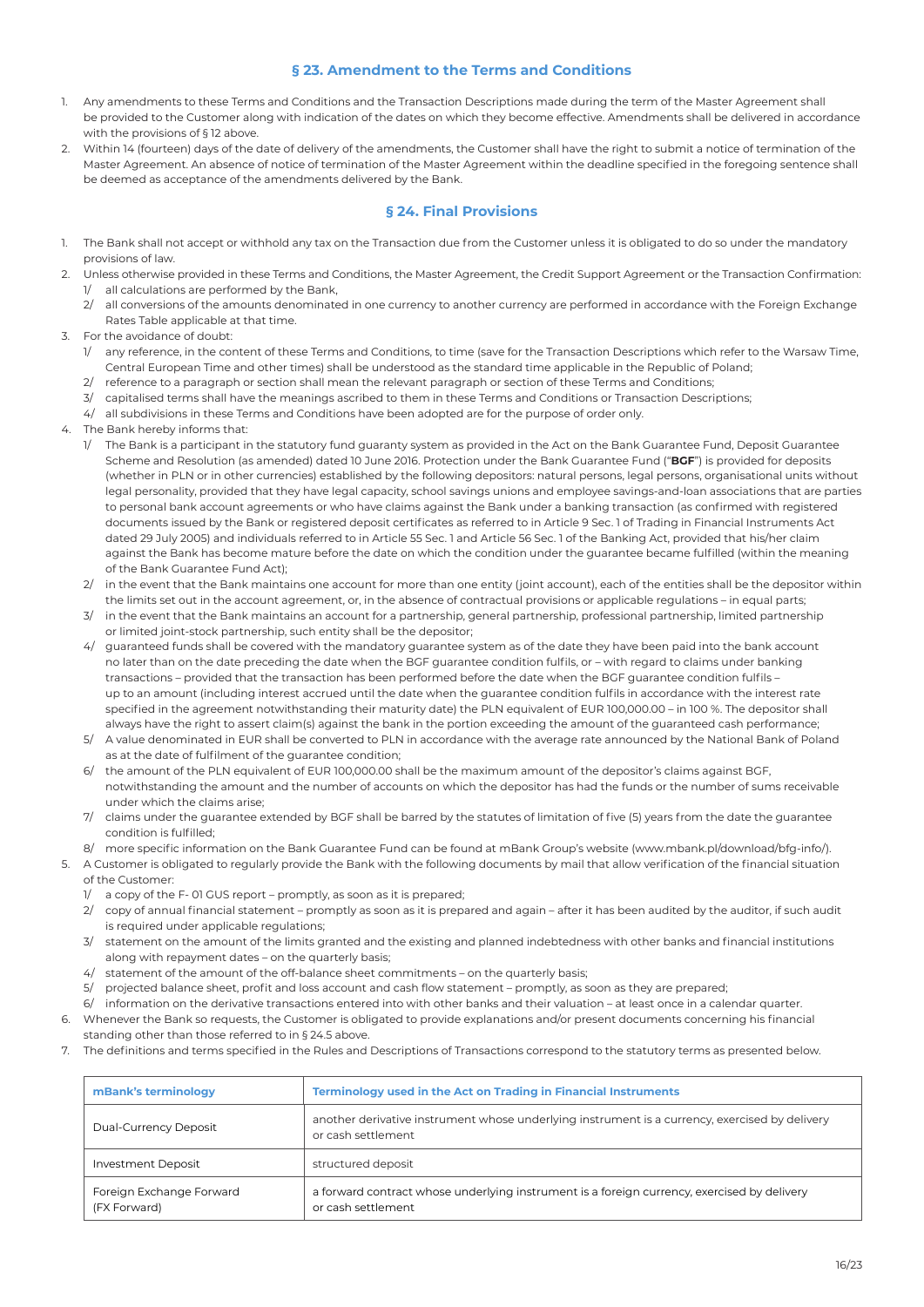## § 23. Amendment to the Terms and Conditions

1. Any amendments to these Terms and Conditions and the Transaction Descriptions made during the term of the Master Agreement shall be provided to the Customer along with indication of the dates on which they become effective. Amendments shall be delivered in accordance with the provisions of § 12 above.
2. Within 14 (fourteen) days of the date of delivery of the amendments, the Customer shall have the right to submit a notice of termination of the Master Agreement. An absence of notice of termination of the Master Agreement within the deadline specified in the foregoing sentence shall be deemed as acceptance of the amendments delivered by the Bank.

## § 24. Final Provisions

1. The Bank shall not accept or withhold any tax on the Transaction due from the Customer unless it is obligated to do so under the mandatory provisions of law.
2. Unless otherwise provided in these Terms and Conditions, the Master Agreement, the Credit Support Agreement or the Transaction Confirmation:
   1/ all calculations are performed by the Bank,
   2/ all conversions of the amounts denominated in one currency to another currency are performed in accordance with the Foreign Exchange Rates Table applicable at that time.
3. For the avoidance of doubt:
   1/ any reference, in the content of these Terms and Conditions, to time (save for the Transaction Descriptions which refer to the Warsaw Time, Central European Time and other times) shall be understood as the standard time applicable in the Republic of Poland;
   2/ reference to a paragraph or section shall mean the relevant paragraph or section of these Terms and Conditions;
   3/ capitalised terms shall have the meanings ascribed to them in these Terms and Conditions or Transaction Descriptions;
   4/ all subdivisions in these Terms and Conditions have been adopted are for the purpose of order only.
4. The Bank hereby informs that:
   1/ The Bank is a participant in the statutory fund guaranty system as provided in the Act on the Bank Guarantee Fund, Deposit Guarantee Scheme and Resolution (as amended) dated 10 June 2016. Protection under the Bank Guarantee Fund ("**BGF**") is provided for deposits (whether in PLN or in other currencies) established by the following depositors: natural persons, legal persons, organisational units without legal personality, provided that they have legal capacity, school savings unions and employee savings-and-loan associations that are parties to personal bank account agreements or who have claims against the Bank under a banking transaction (as confirmed with registered documents issued by the Bank or registered deposit certificates as referred to in Article 9 Sec. 1 of Trading in Financial Instruments Act dated 29 July 2005) and individuals referred to in Article 55 Sec. 1 and Article 56 Sec. 1 of the Banking Act, provided that his/her claim against the Bank has become mature before the date on which the condition under the guarantee became fulfilled (within the meaning of the Bank Guarantee Fund Act);
   2/ in the event that the Bank maintains one account for more than one entity (joint account), each of the entities shall be the depositor within the limits set out in the account agreement, or, in the absence of contractual provisions or applicable regulations – in equal parts;
   3/ in the event that the Bank maintains an account for a partnership, general partnership, professional partnership, limited partnership or limited joint-stock partnership, such entity shall be the depositor;
   4/ guaranteed funds shall be covered with the mandatory guarantee system as of the date they have been paid into the bank account no later than on the date preceding the date when the BGF guarantee condition fulfils, or – with regard to claims under banking transactions – provided that the transaction has been performed before the date when the BGF guarantee condition fulfils – up to an amount (including interest accrued until the date when the guarantee condition fulfils in accordance with the interest rate specified in the agreement notwithstanding their maturity date) the PLN equivalent of EUR 100,000.00 – in 100 %. The depositor shall always have the right to assert claim(s) against the bank in the portion exceeding the amount of the guaranteed cash performance;
   5/ A value denominated in EUR shall be converted to PLN in accordance with the average rate announced by the National Bank of Poland as at the date of fulfilment of the guarantee condition;
   6/ the amount of the PLN equivalent of EUR 100,000.00 shall be the maximum amount of the depositor's claims against BGF, notwithstanding the amount and the number of accounts on which the depositor has had the funds or the number of sums receivable under which the claims arise;
   7/ claims under the guarantee extended by BGF shall be barred by the statutes of limitation of five (5) years from the date the guarantee condition is fulfilled;
   8/ more specific information on the Bank Guarantee Fund can be found at mBank Group's website (www.mbank.pl/download/bfg-info/).
5. A Customer is obligated to regularly provide the Bank with the following documents by mail that allow verification of the financial situation of the Customer:
   1/ a copy of the F- 01 GUS report – promptly, as soon as it is prepared;
   2/ copy of annual financial statement – promptly as soon as it is prepared and again – after it has been audited by the auditor, if such audit is required under applicable regulations;
   3/ statement on the amount of the limits granted and the existing and planned indebtedness with other banks and financial institutions along with repayment dates – on the quarterly basis;
   4/ statement of the amount of the off-balance sheet commitments – on the quarterly basis;
   5/ projected balance sheet, profit and loss account and cash flow statement – promptly, as soon as they are prepared;
   6/ information on the derivative transactions entered into with other banks and their valuation – at least once in a calendar quarter.
6. Whenever the Bank so requests, the Customer is obligated to provide explanations and/or present documents concerning his financial standing other than those referred to in § 24.5 above.
7. The definitions and terms specified in the Rules and Descriptions of Transactions correspond to the statutory terms as presented below.

| mBank's terminology | Terminology used in the Act on Trading in Financial Instruments |
|---|---|
| Dual-Currency Deposit | another derivative instrument whose underlying instrument is a currency, exercised by delivery or cash settlement |
| Investment Deposit | structured deposit |
| Foreign Exchange Forward (FX Forward) | a forward contract whose underlying instrument is a foreign currency, exercised by delivery or cash settlement |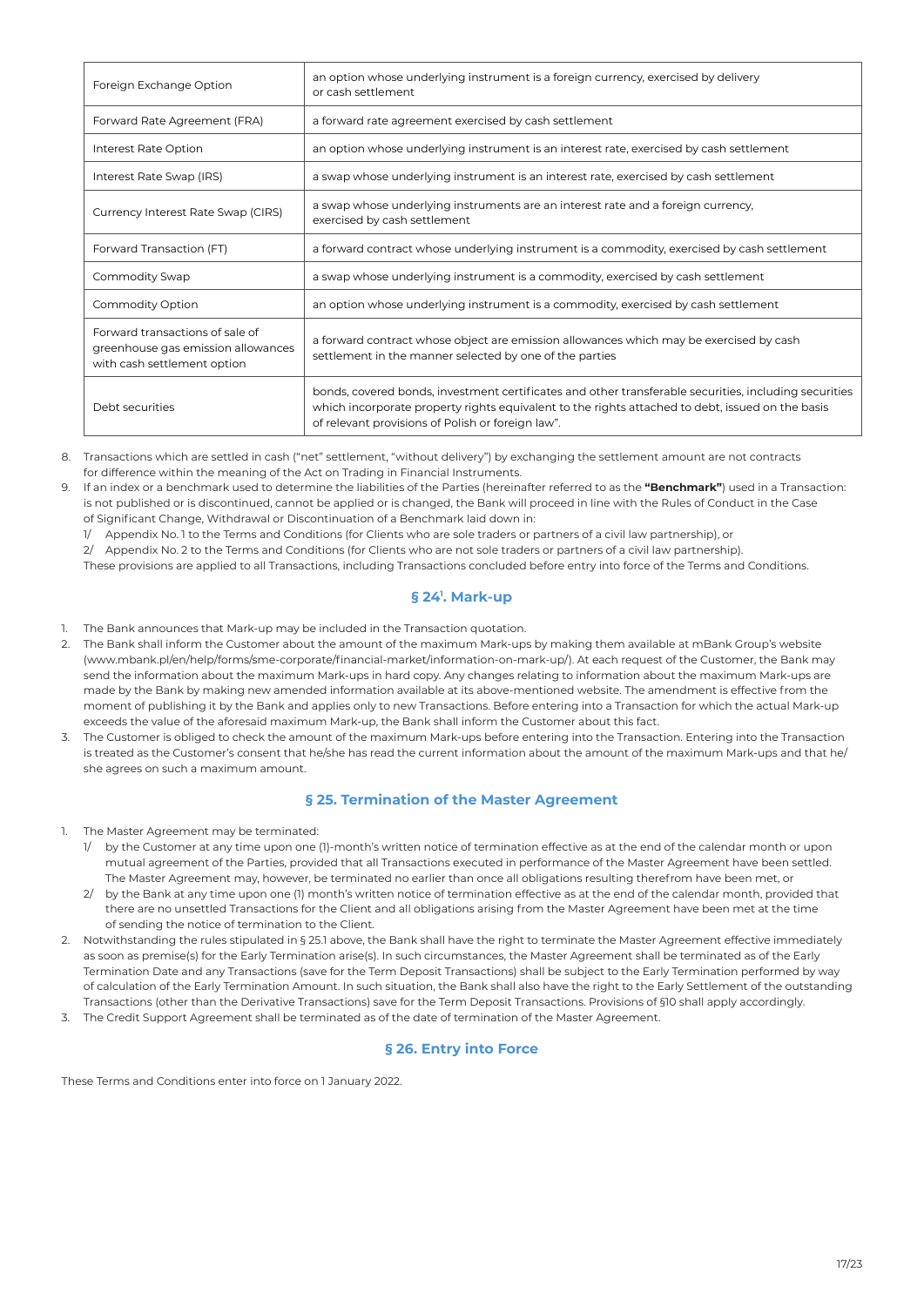| | |
|---|---|
| Foreign Exchange Option | an option whose underlying instrument is a foreign currency, exercised by delivery or cash settlement |
| Forward Rate Agreement (FRA) | a forward rate agreement exercised by cash settlement |
| Interest Rate Option | an option whose underlying instrument is an interest rate, exercised by cash settlement |
| Interest Rate Swap (IRS) | a swap whose underlying instrument is an interest rate, exercised by cash settlement |
| Currency Interest Rate Swap (CIRS) | a swap whose underlying instruments are an interest rate and a foreign currency, exercised by cash settlement |
| Forward Transaction (FT) | a forward contract whose underlying instrument is a commodity, exercised by cash settlement |
| Commodity Swap | a swap whose underlying instrument is a commodity, exercised by cash settlement |
| Commodity Option | an option whose underlying instrument is a commodity, exercised by cash settlement |
| Forward transactions of sale of greenhouse gas emission allowances with cash settlement option | a forward contract whose object are emission allowances which may be exercised by cash settlement in the manner selected by one of the parties |
| Debt securities | bonds, covered bonds, investment certificates and other transferable securities, including securities which incorporate property rights equivalent to the rights attached to debt, issued on the basis of relevant provisions of Polish or foreign law". |

8. Transactions which are settled in cash ("net" settlement, "without delivery") by exchanging the settlement amount are not contracts for difference within the meaning of the Act on Trading in Financial Instruments.
9. If an index or a benchmark used to determine the liabilities of the Parties (hereinafter referred to as the **"Benchmark"**) used in a Transaction: is not published or is discontinued, cannot be applied or is changed, the Bank will proceed in line with the Rules of Conduct in the Case of Significant Change, Withdrawal or Discontinuation of a Benchmark laid down in:
   1/ Appendix No. 1 to the Terms and Conditions (for Clients who are sole traders or partners of a civil law partnership), or
   2/ Appendix No. 2 to the Terms and Conditions (for Clients who are not sole traders or partners of a civil law partnership).
   These provisions are applied to all Transactions, including Transactions concluded before entry into force of the Terms and Conditions.

## § 24[1]. Mark-up

1. The Bank announces that Mark-up may be included in the Transaction quotation.
2. The Bank shall inform the Customer about the amount of the maximum Mark-ups by making them available at mBank Group's website (www.mbank.pl/en/help/forms/sme-corporate/financial-market/information-on-mark-up/). At each request of the Customer, the Bank may send the information about the maximum Mark-ups in hard copy. Any changes relating to information about the maximum Mark-ups are made by the Bank by making new amended information available at its above-mentioned website. The amendment is effective from the moment of publishing it by the Bank and applies only to new Transactions. Before entering into a Transaction for which the actual Mark-up exceeds the value of the aforesaid maximum Mark-up, the Bank shall inform the Customer about this fact.
3. The Customer is obliged to check the amount of the maximum Mark-ups before entering into the Transaction. Entering into the Transaction is treated as the Customer's consent that he/she has read the current information about the amount of the maximum Mark-ups and that he/she agrees on such a maximum amount.

## § 25. Termination of the Master Agreement

1. The Master Agreement may be terminated:
   1/ by the Customer at any time upon one (1)-month's written notice of termination effective as at the end of the calendar month or upon mutual agreement of the Parties, provided that all Transactions executed in performance of the Master Agreement have been settled. The Master Agreement may, however, be terminated no earlier than once all obligations resulting therefrom have been met, or
   2/ by the Bank at any time upon one (1) month's written notice of termination effective as at the end of the calendar month, provided that there are no unsettled Transactions for the Client and all obligations arising from the Master Agreement have been met at the time of sending the notice of termination to the Client.
2. Notwithstanding the rules stipulated in § 25.1 above, the Bank shall have the right to terminate the Master Agreement effective immediately as soon as premise(s) for the Early Termination arise(s). In such circumstances, the Master Agreement shall be terminated as of the Early Termination Date and any Transactions (save for the Term Deposit Transactions) shall be subject to the Early Termination performed by way of calculation of the Early Termination Amount. In such situation, the Bank shall also have the right to the Early Settlement of the outstanding Transactions (other than the Derivative Transactions) save for the Term Deposit Transactions. Provisions of §10 shall apply accordingly.
3. The Credit Support Agreement shall be terminated as of the date of termination of the Master Agreement.

## § 26. Entry into Force

These Terms and Conditions enter into force on 1 January 2022.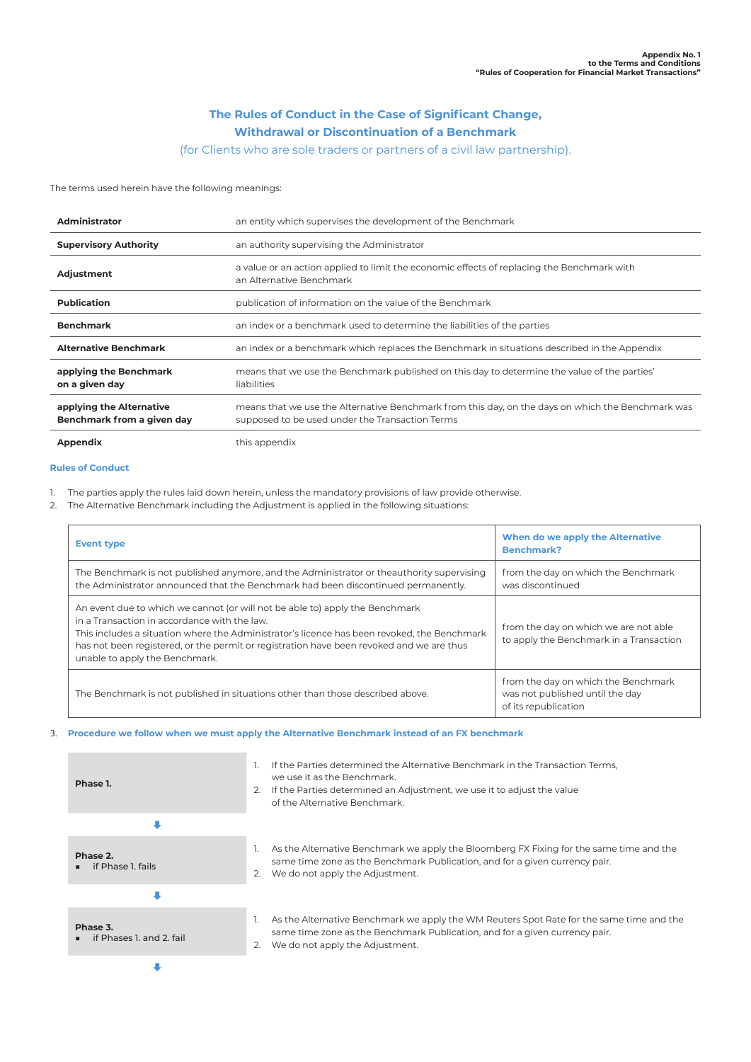Appendix No. 1
to the Terms and Conditions
"Rules of Cooperation for Financial Market Transactions"

# The Rules of Conduct in the Case of Significant Change, Withdrawal or Discontinuation of a Benchmark

(for Clients who are sole traders or partners of a civil law partnership).

The terms used herein have the following meanings:

| | |
|---|---|
| **Administrator** | an entity which supervises the development of the Benchmark |
| **Supervisory Authority** | an authority supervising the Administrator |
| **Adjustment** | a value or an action applied to limit the economic effects of replacing the Benchmark with an Alternative Benchmark |
| **Publication** | publication of information on the value of the Benchmark |
| **Benchmark** | an index or a benchmark used to determine the liabilities of the parties |
| **Alternative Benchmark** | an index or a benchmark which replaces the Benchmark in situations described in the Appendix |
| **applying the Benchmark on a given day** | means that we use the Benchmark published on this day to determine the value of the parties' liabilities |
| **applying the Alternative Benchmark from a given day** | means that we use the Alternative Benchmark from this day, on the days on which the Benchmark was supposed to be used under the Transaction Terms |
| **Appendix** | this appendix |

## Rules of Conduct

1. The parties apply the rules laid down herein, unless the mandatory provisions of law provide otherwise.
2. The Alternative Benchmark including the Adjustment is applied in the following situations:

| Event type | When do we apply the Alternative Benchmark? |
|---|---|
| The Benchmark is not published anymore, and the Administrator or theauthority supervising the Administrator announced that the Benchmark had been discontinued permanently. | from the day on which the Benchmark was discontinued |
| An event due to which we cannot (or will not be able to) apply the Benchmark in a Transaction in accordance with the law. This includes a situation where the Administrator's licence has been revoked, the Benchmark has not been registered, or the permit or registration have been revoked and we are thus unable to apply the Benchmark. | from the day on which we are not able to apply the Benchmark in a Transaction |
| The Benchmark is not published in situations other than those described above. | from the day on which the Benchmark was not published until the day of its republication |

3. **Procedure we follow when we must apply the Alternative Benchmark instead of an FX benchmark**

| | |
|---|---|
| **Phase 1.** | 1. If the Parties determined the Alternative Benchmark in the Transaction Terms, we use it as the Benchmark.<br>2. If the Parties determined an Adjustment, we use it to adjust the value of the Alternative Benchmark. |
| **Phase 2.**<br>▪ if Phase 1. fails | 1. As the Alternative Benchmark we apply the Bloomberg FX Fixing for the same time and the same time zone as the Benchmark Publication, and for a given currency pair.<br>2. We do not apply the Adjustment. |
| **Phase 3.**<br>▪ if Phases 1. and 2. fail | 1. As the Alternative Benchmark we apply the WM Reuters Spot Rate for the same time and the same time zone as the Benchmark Publication, and for a given currency pair.<br>2. We do not apply the Adjustment. |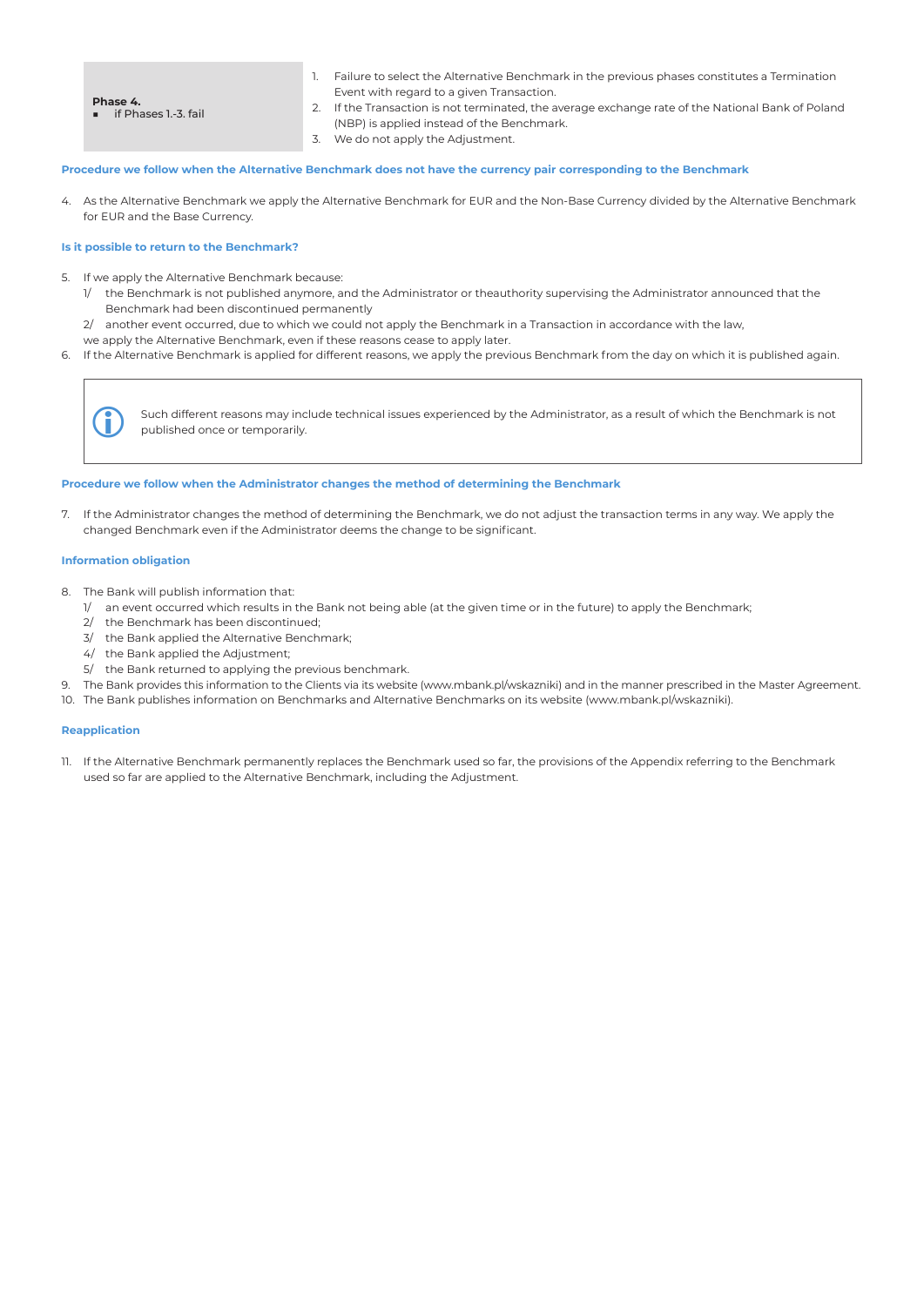| Phase 4. | |
| --- | --- |
| ▪ if Phases 1.-3. fail | 1. Failure to select the Alternative Benchmark in the previous phases constitutes a Termination Event with regard to a given Transaction.<br>2. If the Transaction is not terminated, the average exchange rate of the National Bank of Poland (NBP) is applied instead of the Benchmark.<br>3. We do not apply the Adjustment. |

**Procedure we follow when the Alternative Benchmark does not have the currency pair corresponding to the Benchmark**

4. As the Alternative Benchmark we apply the Alternative Benchmark for EUR and the Non-Base Currency divided by the Alternative Benchmark for EUR and the Base Currency.

**Is it possible to return to the Benchmark?**

5. If we apply the Alternative Benchmark because:
   1/ the Benchmark is not published anymore, and the Administrator or theauthority supervising the Administrator announced that the Benchmark had been discontinued permanently
   2/ another event occurred, due to which we could not apply the Benchmark in a Transaction in accordance with the law,
   we apply the Alternative Benchmark, even if these reasons cease to apply later.
6. If the Alternative Benchmark is applied for different reasons, we apply the previous Benchmark from the day on which it is published again.

> Such different reasons may include technical issues experienced by the Administrator, as a result of which the Benchmark is not published once or temporarily.

**Procedure we follow when the Administrator changes the method of determining the Benchmark**

7. If the Administrator changes the method of determining the Benchmark, we do not adjust the transaction terms in any way. We apply the changed Benchmark even if the Administrator deems the change to be significant.

**Information obligation**

8. The Bank will publish information that:
   1/ an event occurred which results in the Bank not being able (at the given time or in the future) to apply the Benchmark;
   2/ the Benchmark has been discontinued;
   3/ the Bank applied the Alternative Benchmark;
   4/ the Bank applied the Adjustment;
   5/ the Bank returned to applying the previous benchmark.
9. The Bank provides this information to the Clients via its website (www.mbank.pl/wskazniki) and in the manner prescribed in the Master Agreement.
10. The Bank publishes information on Benchmarks and Alternative Benchmarks on its website (www.mbank.pl/wskazniki).

**Reapplication**

11. If the Alternative Benchmark permanently replaces the Benchmark used so far, the provisions of the Appendix referring to the Benchmark used so far are applied to the Alternative Benchmark, including the Adjustment.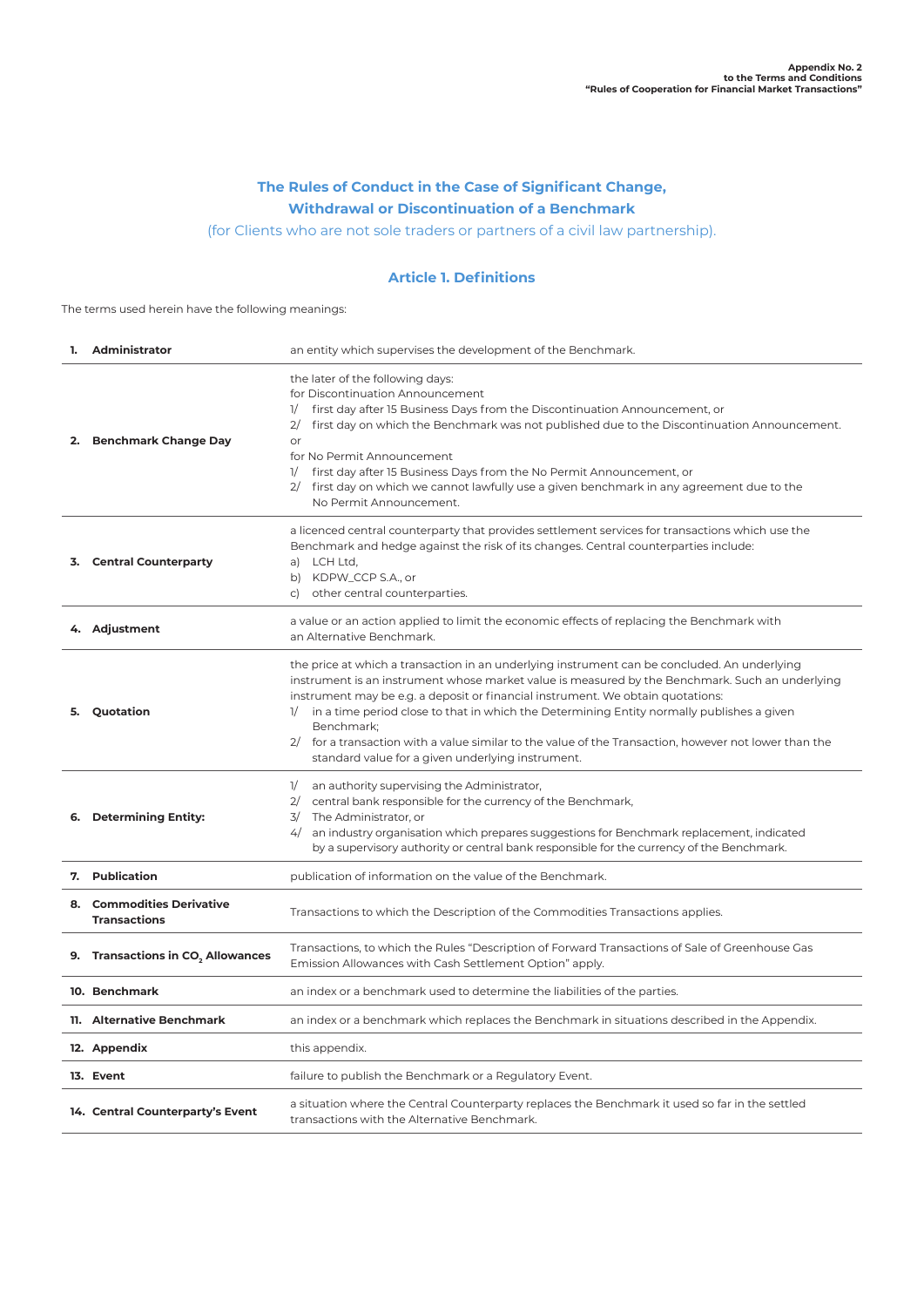**Appendix No. 2**
**to the Terms and Conditions**
**"Rules of Cooperation for Financial Market Transactions"**

# The Rules of Conduct in the Case of Significant Change, Withdrawal or Discontinuation of a Benchmark

(for Clients who are not sole traders or partners of a civil law partnership).

## Article 1. Definitions

The terms used herein have the following meanings:

| | |
|---|---|
| **1. Administrator** | an entity which supervises the development of the Benchmark. |
| **2. Benchmark Change Day** | the later of the following days:<br>for Discontinuation Announcement<br>1/ first day after 15 Business Days from the Discontinuation Announcement, or<br>2/ first day on which the Benchmark was not published due to the Discontinuation Announcement.<br>or<br>for No Permit Announcement<br>1/ first day after 15 Business Days from the No Permit Announcement, or<br>2/ first day on which we cannot lawfully use a given benchmark in any agreement due to the No Permit Announcement. |
| **3. Central Counterparty** | a licenced central counterparty that provides settlement services for transactions which use the Benchmark and hedge against the risk of its changes. Central counterparties include:<br>a) LCH Ltd,<br>b) KDPW_CCP S.A., or<br>c) other central counterparties. |
| **4. Adjustment** | a value or an action applied to limit the economic effects of replacing the Benchmark with an Alternative Benchmark. |
| **5. Quotation** | the price at which a transaction in an underlying instrument can be concluded. An underlying instrument is an instrument whose market value is measured by the Benchmark. Such an underlying instrument may be e.g. a deposit or financial instrument. We obtain quotations:<br>1/ in a time period close to that in which the Determining Entity normally publishes a given Benchmark;<br>2/ for a transaction with a value similar to the value of the Transaction, however not lower than the standard value for a given underlying instrument. |
| **6. Determining Entity:** | 1/ an authority supervising the Administrator,<br>2/ central bank responsible for the currency of the Benchmark,<br>3/ The Administrator, or<br>4/ an industry organisation which prepares suggestions for Benchmark replacement, indicated by a supervisory authority or central bank responsible for the currency of the Benchmark. |
| **7. Publication** | publication of information on the value of the Benchmark. |
| **8. Commodities Derivative Transactions** | Transactions to which the Description of the Commodities Transactions applies. |
| **9. Transactions in $CO_2$ Allowances** | Transactions, to which the Rules "Description of Forward Transactions of Sale of Greenhouse Gas Emission Allowances with Cash Settlement Option" apply. |
| **10. Benchmark** | an index or a benchmark used to determine the liabilities of the parties. |
| **11. Alternative Benchmark** | an index or a benchmark which replaces the Benchmark in situations described in the Appendix. |
| **12. Appendix** | this appendix. |
| **13. Event** | failure to publish the Benchmark or a Regulatory Event. |
| **14. Central Counterparty's Event** | a situation where the Central Counterparty replaces the Benchmark it used so far in the settled transactions with the Alternative Benchmark. |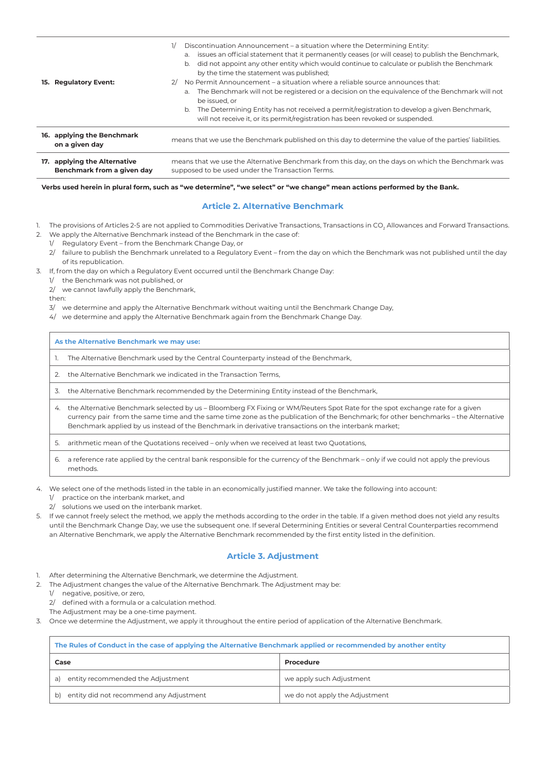| | |
|---|---|
| **15. Regulatory Event:** | 1/ Discontinuation Announcement – a situation where the Determining Entity:<br>a. issues an official statement that it permanently ceases (or will cease) to publish the Benchmark,<br>b. did not appoint any other entity which would continue to calculate or publish the Benchmark by the time the statement was published;<br>2/ No Permit Announcement – a situation where a reliable source announces that:<br>a. The Benchmark will not be registered or a decision on the equivalence of the Benchmark will not be issued, or<br>b. The Determining Entity has not received a permit/registration to develop a given Benchmark, will not receive it, or its permit/registration has been revoked or suspended. |
| **16. applying the Benchmark on a given day** | means that we use the Benchmark published on this day to determine the value of the parties' liabilities. |
| **17. applying the Alternative Benchmark from a given day** | means that we use the Alternative Benchmark from this day, on the days on which the Benchmark was supposed to be used under the Transaction Terms. |

**Verbs used herein in plural form, such as "we determine", "we select" or "we change" mean actions performed by the Bank.**

## Article 2. Alternative Benchmark

1. The provisions of Articles 2-5 are not applied to Commodities Derivative Transactions, Transactions in $CO_2$ Allowances and Forward Transactions.
2. We apply the Alternative Benchmark instead of the Benchmark in the case of:
   1/ Regulatory Event – from the Benchmark Change Day, or
   2/ failure to publish the Benchmark unrelated to a Regulatory Event – from the day on which the Benchmark was not published until the day of its republication.
3. If, from the day on which a Regulatory Event occurred until the Benchmark Change Day:
   1/ the Benchmark was not published, or
   2/ we cannot lawfully apply the Benchmark,
   then:
   3/ we determine and apply the Alternative Benchmark without waiting until the Benchmark Change Day,
   4/ we determine and apply the Alternative Benchmark again from the Benchmark Change Day.

| As the Alternative Benchmark we may use: |
|---|
| 1. The Alternative Benchmark used by the Central Counterparty instead of the Benchmark, |
| 2. the Alternative Benchmark we indicated in the Transaction Terms, |
| 3. the Alternative Benchmark recommended by the Determining Entity instead of the Benchmark, |
| 4. the Alternative Benchmark selected by us – Bloomberg FX Fixing or WM/Reuters Spot Rate for the spot exchange rate for a given currency pair from the same time and the same time zone as the publication of the Benchmark; for other benchmarks – the Alternative Benchmark applied by us instead of the Benchmark in derivative transactions on the interbank market; |
| 5. arithmetic mean of the Quotations received – only when we received at least two Quotations, |
| 6. a reference rate applied by the central bank responsible for the currency of the Benchmark – only if we could not apply the previous methods. |

4. We select one of the methods listed in the table in an economically justified manner. We take the following into account:
   1/ practice on the interbank market, and
   2/ solutions we used on the interbank market.
5. If we cannot freely select the method, we apply the methods according to the order in the table. If a given method does not yield any results until the Benchmark Change Day, we use the subsequent one. If several Determining Entities or several Central Counterparties recommend an Alternative Benchmark, we apply the Alternative Benchmark recommended by the first entity listed in the definition.

## Article 3. Adjustment

1. After determining the Alternative Benchmark, we determine the Adjustment.
2. The Adjustment changes the value of the Alternative Benchmark. The Adjustment may be:
   1/ negative, positive, or zero,
   2/ defined with a formula or a calculation method.
   The Adjustment may be a one-time payment.
3. Once we determine the Adjustment, we apply it throughout the entire period of application of the Alternative Benchmark.

| The Rules of Conduct in the case of applying the Alternative Benchmark applied or recommended by another entity | |
|---|---|
| **Case** | **Procedure** |
| a) entity recommended the Adjustment | we apply such Adjustment |
| b) entity did not recommend any Adjustment | we do not apply the Adjustment |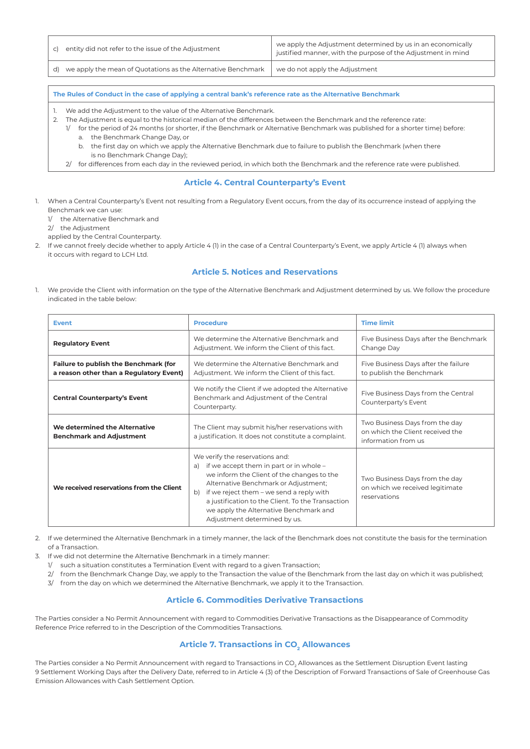| | |
|---|---|
| c) entity did not refer to the issue of the Adjustment | we apply the Adjustment determined by us in an economically justified manner, with the purpose of the Adjustment in mind |
| d) we apply the mean of Quotations as the Alternative Benchmark | we do not apply the Adjustment |

**The Rules of Conduct in the case of applying a central bank's reference rate as the Alternative Benchmark**

1. We add the Adjustment to the value of the Alternative Benchmark.
2. The Adjustment is equal to the historical median of the differences between the Benchmark and the reference rate:
   1/ for the period of 24 months (or shorter, if the Benchmark or Alternative Benchmark was published for a shorter time) before:
      a. the Benchmark Change Day, or
      b. the first day on which we apply the Alternative Benchmark due to failure to publish the Benchmark (when there is no Benchmark Change Day);
   2/ for differences from each day in the reviewed period, in which both the Benchmark and the reference rate were published.

## Article 4. Central Counterparty's Event

1. When a Central Counterparty's Event not resulting from a Regulatory Event occurs, from the day of its occurrence instead of applying the Benchmark we can use:
   1/ the Alternative Benchmark and
   2/ the Adjustment
   applied by the Central Counterparty.
2. If we cannot freely decide whether to apply Article 4 (1) in the case of a Central Counterparty's Event, we apply Article 4 (1) always when it occurs with regard to LCH Ltd.

## Article 5. Notices and Reservations

1. We provide the Client with information on the type of the Alternative Benchmark and Adjustment determined by us. We follow the procedure indicated in the table below:

| Event | Procedure | Time limit |
|---|---|---|
| **Regulatory Event** | We determine the Alternative Benchmark and Adjustment. We inform the Client of this fact. | Five Business Days after the Benchmark Change Day |
| **Failure to publish the Benchmark (for a reason other than a Regulatory Event)** | We determine the Alternative Benchmark and Adjustment. We inform the Client of this fact. | Five Business Days after the failure to publish the Benchmark |
| **Central Counterparty's Event** | We notify the Client if we adopted the Alternative Benchmark and Adjustment of the Central Counterparty. | Five Business Days from the Central Counterparty's Event |
| **We determined the Alternative Benchmark and Adjustment** | The Client may submit his/her reservations with a justification. It does not constitute a complaint. | Two Business Days from the day on which the Client received the information from us |
| **We received reservations from the Client** | We verify the reservations and: a) if we accept them in part or in whole – we inform the Client of the changes to the Alternative Benchmark or Adjustment; b) if we reject them – we send a reply with a justification to the Client. To the Transaction we apply the Alternative Benchmark and Adjustment determined by us. | Two Business Days from the day on which we received legitimate reservations |

2. If we determined the Alternative Benchmark in a timely manner, the lack of the Benchmark does not constitute the basis for the termination of a Transaction.
3. If we did not determine the Alternative Benchmark in a timely manner:
   1/ such a situation constitutes a Termination Event with regard to a given Transaction;
   2/ from the Benchmark Change Day, we apply to the Transaction the value of the Benchmark from the last day on which it was published;
   3/ from the day on which we determined the Alternative Benchmark, we apply it to the Transaction.

## Article 6. Commodities Derivative Transactions

The Parties consider a No Permit Announcement with regard to Commodities Derivative Transactions as the Disappearance of Commodity Reference Price referred to in the Description of the Commodities Transactions.

## Article 7. Transactions in $CO_2$ Allowances

The Parties consider a No Permit Announcement with regard to Transactions in $CO_2$ Allowances as the Settlement Disruption Event lasting 9 Settlement Working Days after the Delivery Date, referred to in Article 4 (3) of the Description of Forward Transactions of Sale of Greenhouse Gas Emission Allowances with Cash Settlement Option.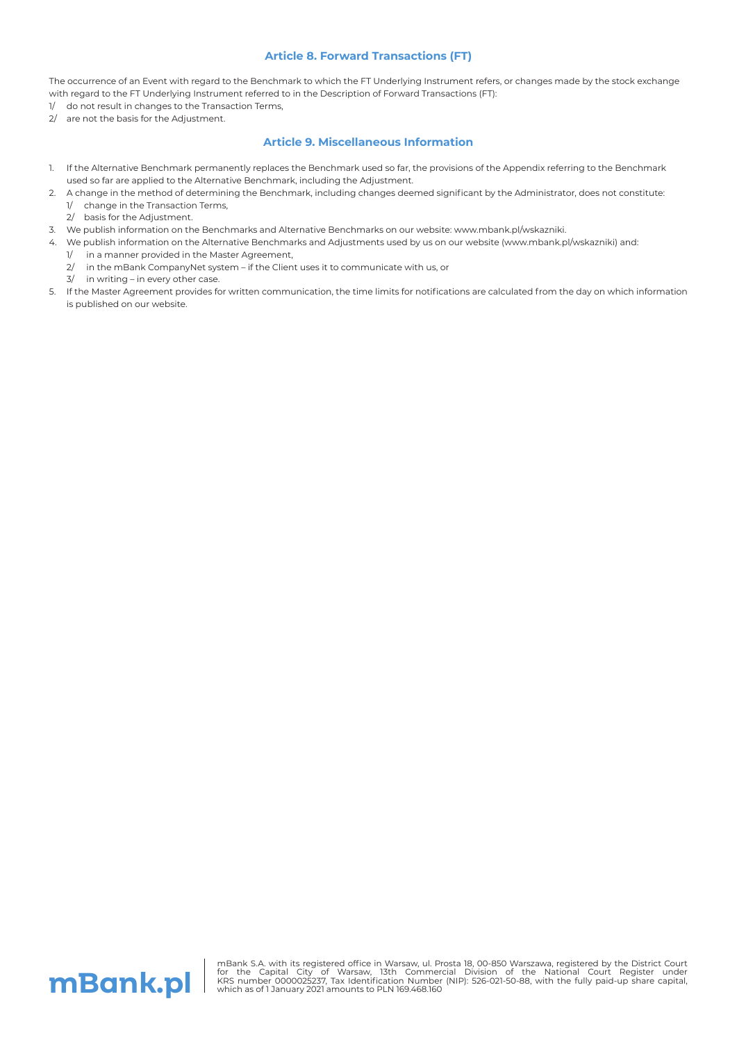## Article 8. Forward Transactions (FT)

The occurrence of an Event with regard to the Benchmark to which the FT Underlying Instrument refers, or changes made by the stock exchange with regard to the FT Underlying Instrument referred to in the Description of Forward Transactions (FT):

1/ do not result in changes to the Transaction Terms,

2/ are not the basis for the Adjustment.

## Article 9. Miscellaneous Information

1. If the Alternative Benchmark permanently replaces the Benchmark used so far, the provisions of the Appendix referring to the Benchmark used so far are applied to the Alternative Benchmark, including the Adjustment.
2. A change in the method of determining the Benchmark, including changes deemed significant by the Administrator, does not constitute:
   1/ change in the Transaction Terms,
   2/ basis for the Adjustment.
3. We publish information on the Benchmarks and Alternative Benchmarks on our website: www.mbank.pl/wskazniki.
4. We publish information on the Alternative Benchmarks and Adjustments used by us on our website (www.mbank.pl/wskazniki) and:
   1/ in a manner provided in the Master Agreement,
   2/ in the mBank CompanyNet system – if the Client uses it to communicate with us, or
   3/ in writing – in every other case.
5. If the Master Agreement provides for written communication, the time limits for notifications are calculated from the day on which information is published on our website.

mBank.pl

mBank S.A. with its registered office in Warsaw, ul. Prosta 18, 00-850 Warszawa, registered by the District Court for the Capital City of Warsaw, 13th Commercial Division of the National Court Register under KRS number 0000025237, Tax Identification Number (NIP): 526-021-50-88, with the fully paid-up share capital, which as of 1 January 2021 amounts to PLN 169.468.160